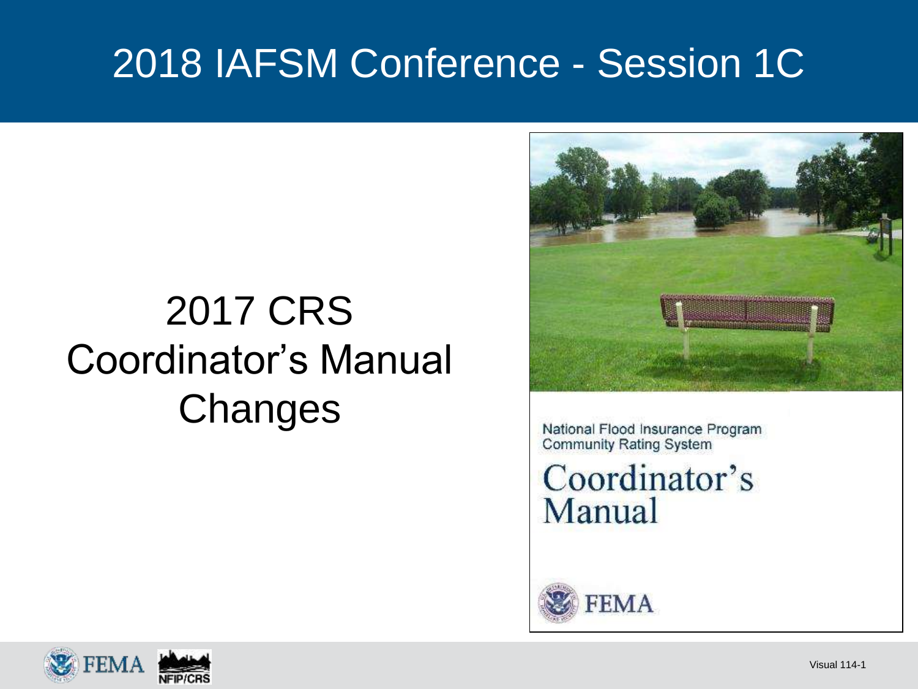# 2018 IAFSM Conference - Session 1C

## 2017 CRS Coordinator's Manual Changes

National Flood Insurance Program
Community Rating System

Coordinator's Manual

FEMA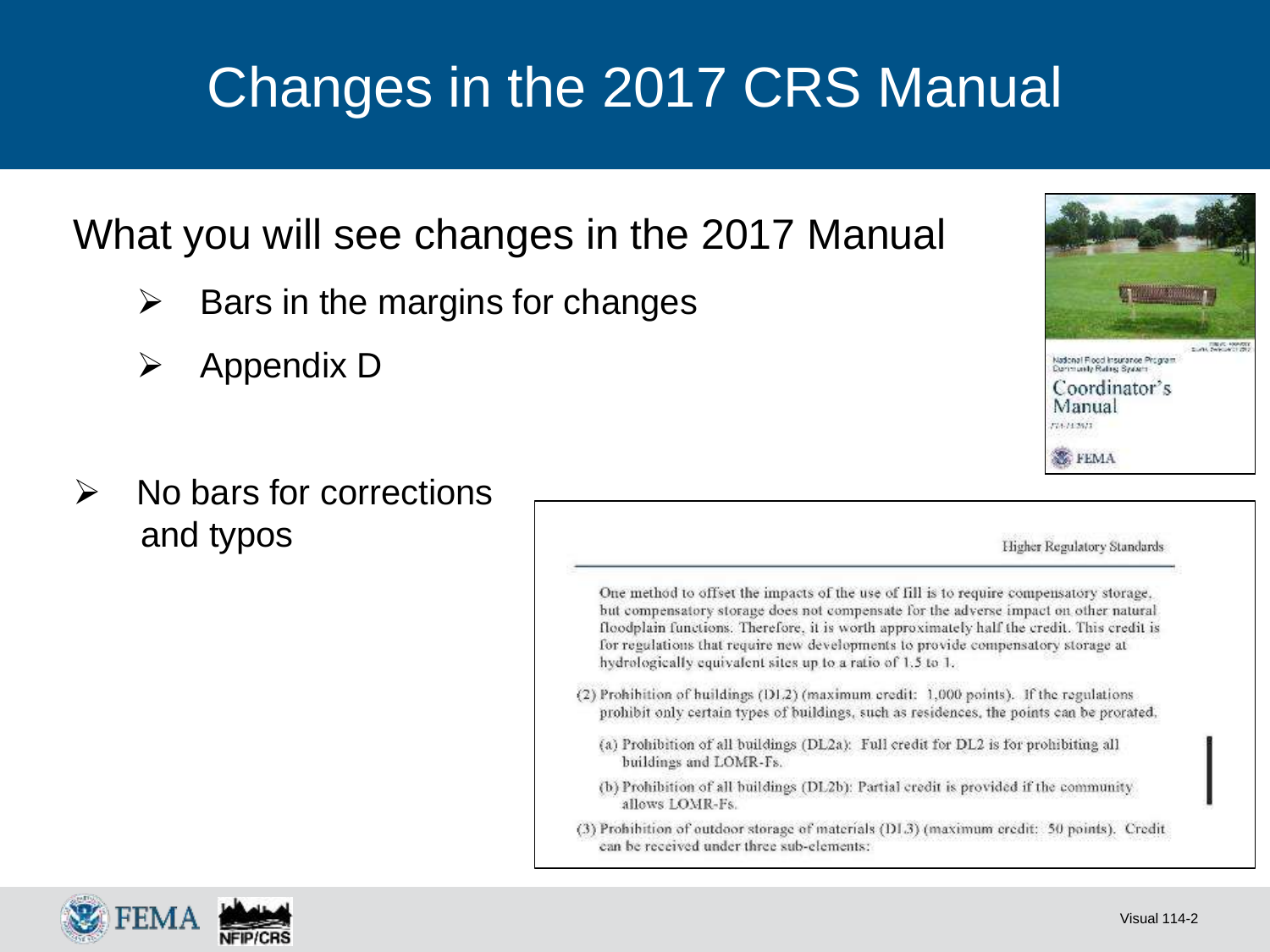# Changes in the 2017 CRS Manual

What you will see changes in the 2017 Manual

- Bars in the margins for changes
- Appendix D

- No bars for corrections and typos

Higher Regulatory Standards

One method to offset the impacts of the use of fill is to require compensatory storage, but compensatory storage does not compensate for the adverse impact on other natural floodplain functions. Therefore, it is worth approximately half the credit. This credit is for regulations that require new developments to provide compensatory storage at hydrologically equivalent sites up to a ratio of 1.5 to 1.

(2) Prohibition of buildings (DL2) (maximum credit: 1,000 points). If the regulations prohibit only certain types of buildings, such as residences, the points can be prorated.

(a) Prohibition of all buildings (DL2a): Full credit for DL2 is for prohibiting all buildings and LOMR-Fs.

(b) Prohibition of all buildings (DL2b): Partial credit is provided if the community allows LOMR-Fs.

(3) Prohibition of outdoor storage of materials (DL3) (maximum credit: 50 points). Credit can be received under three sub-elements: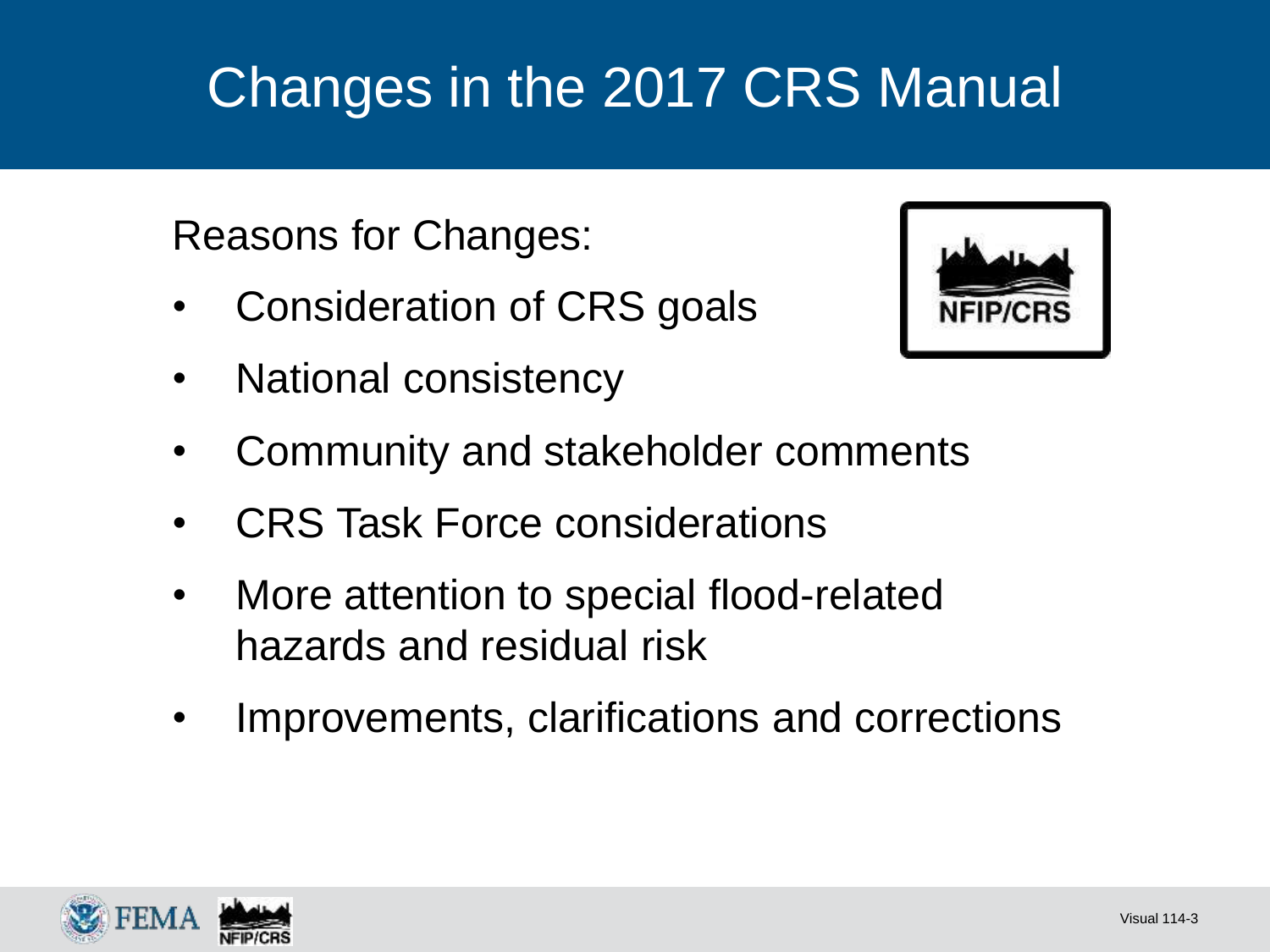# Changes in the 2017 CRS Manual

Reasons for Changes:

- Consideration of CRS goals
- National consistency
- Community and stakeholder comments
- CRS Task Force considerations
- More attention to special flood-related hazards and residual risk
- Improvements, clarifications and corrections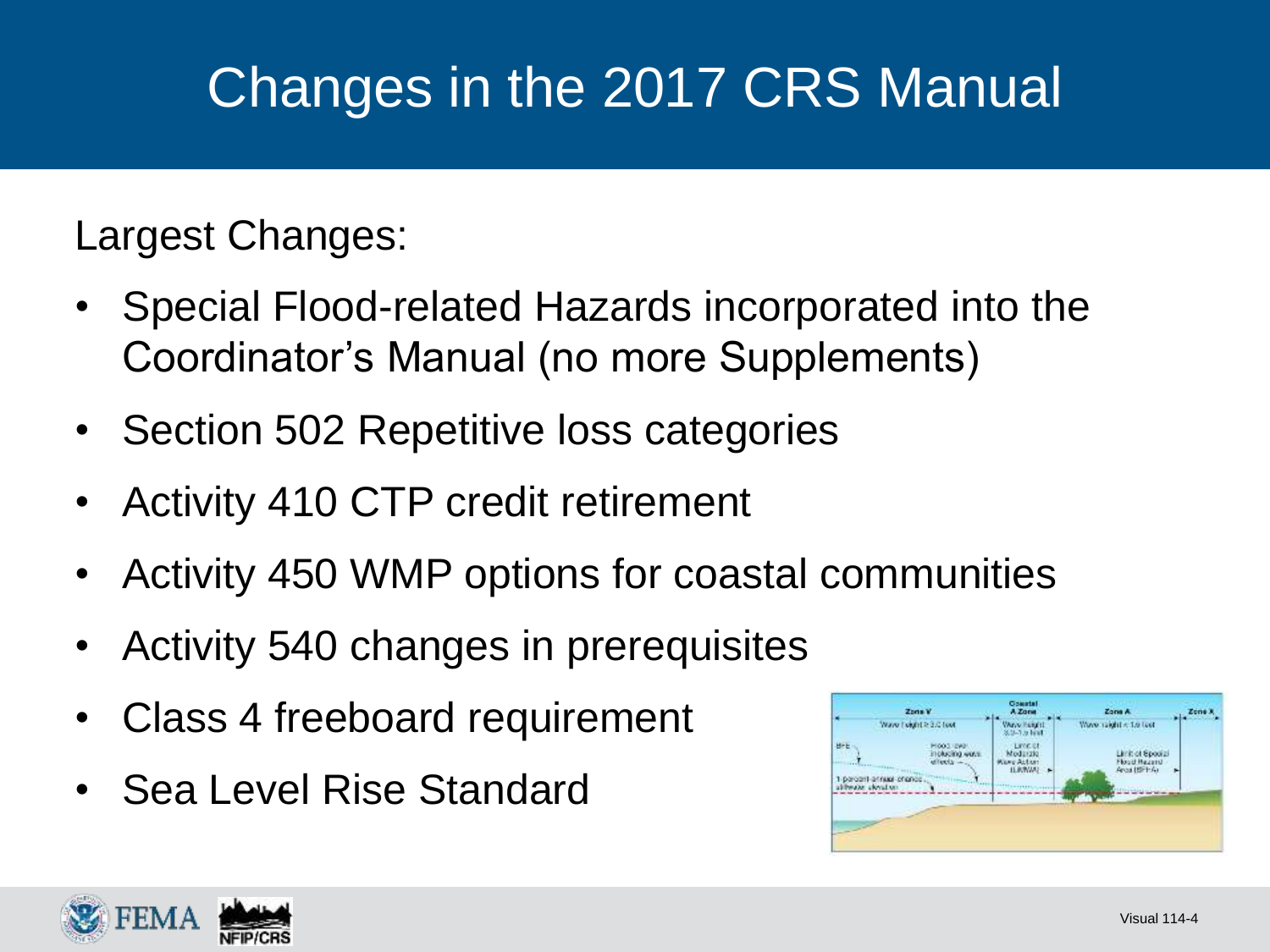# Changes in the 2017 CRS Manual

Largest Changes:

- Special Flood-related Hazards incorporated into the Coordinator's Manual (no more Supplements)
- Section 502 Repetitive loss categories
- Activity 410 CTP credit retirement
- Activity 450 WMP options for coastal communities
- Activity 540 changes in prerequisites
- Class 4 freeboard requirement
- Sea Level Rise Standard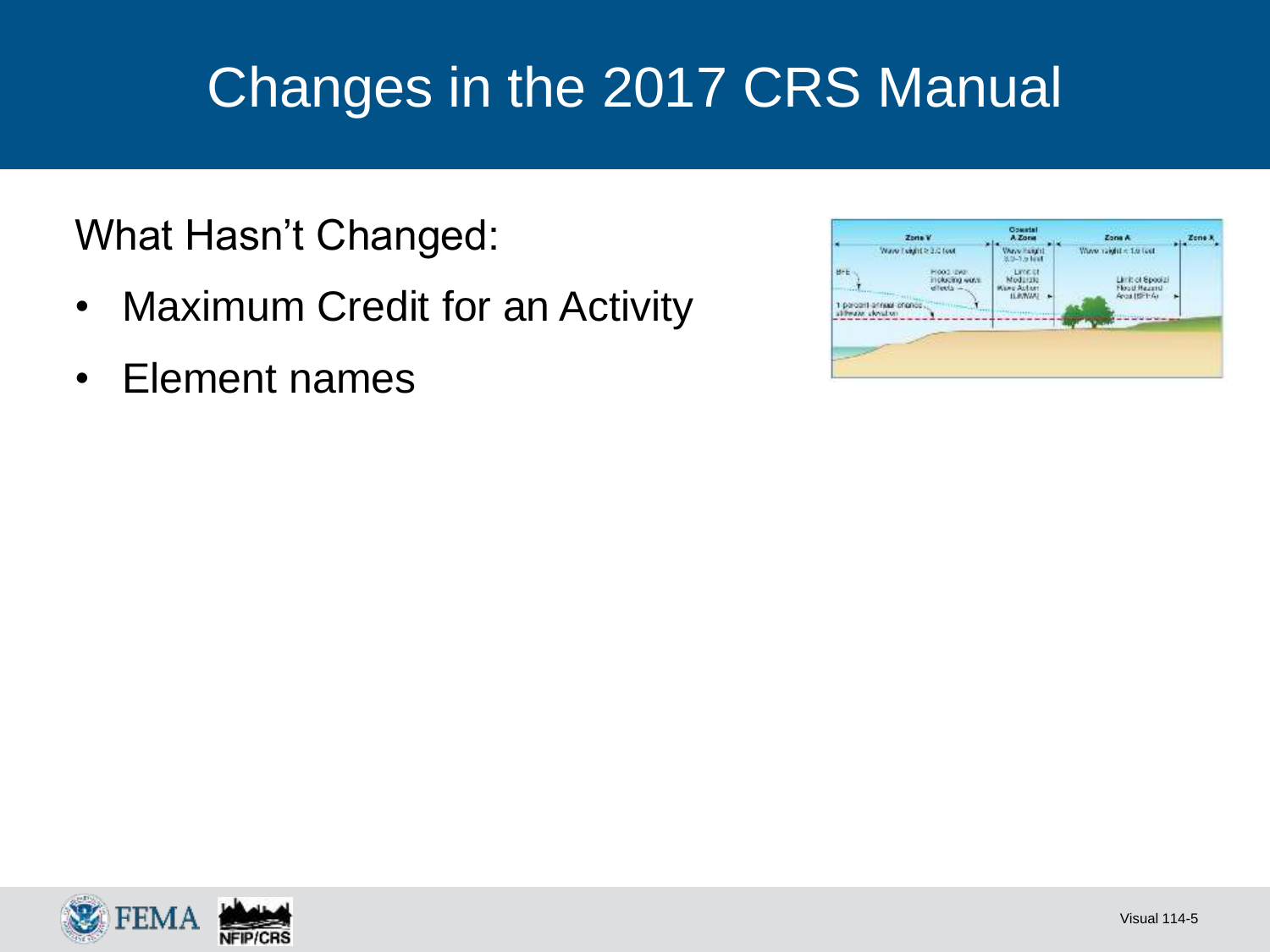# Changes in the 2017 CRS Manual

What Hasn't Changed:

- Maximum Credit for an Activity
- Element names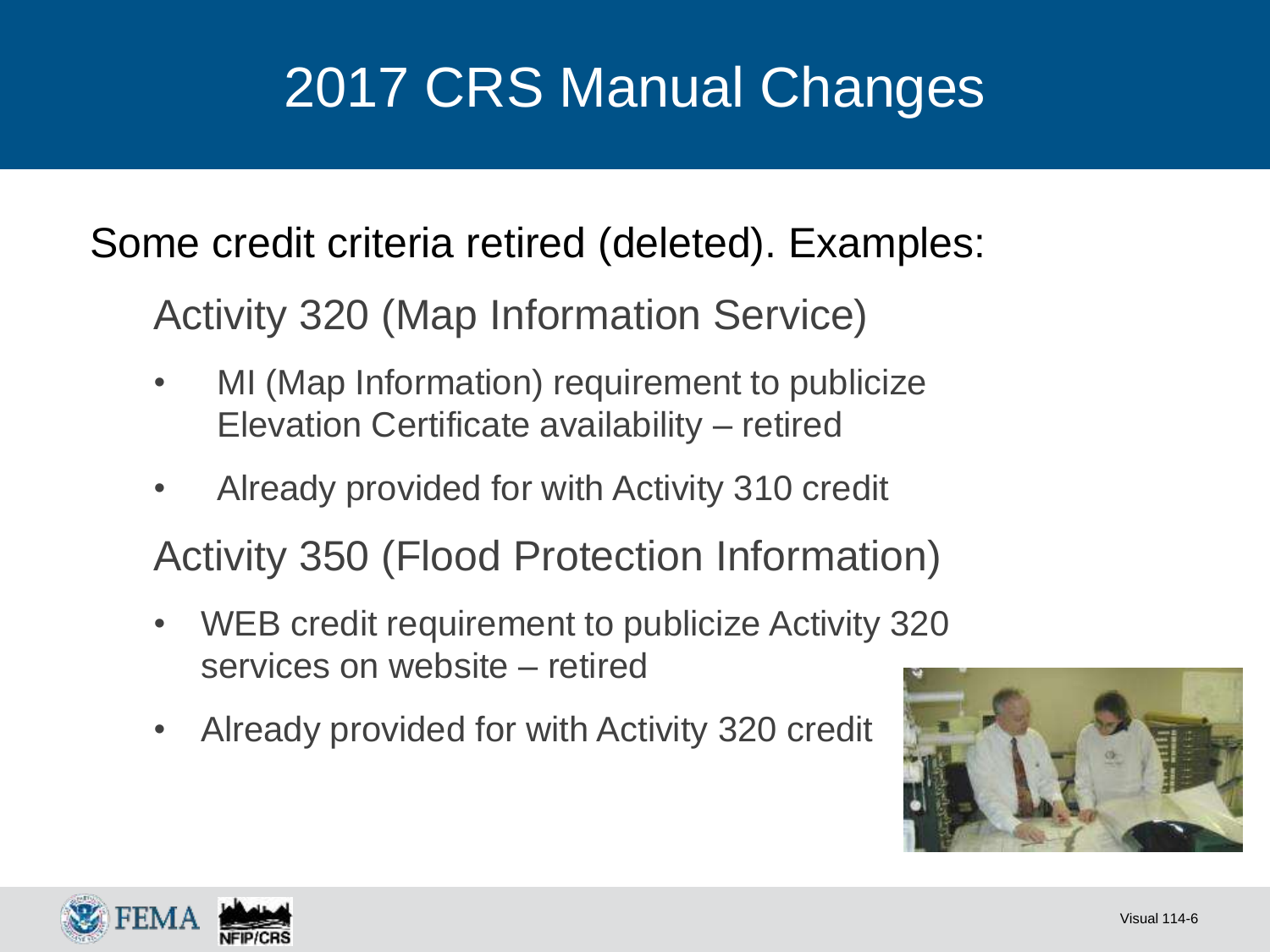# 2017 CRS Manual Changes

Some credit criteria retired (deleted). Examples:

## Activity 320 (Map Information Service)

- MI (Map Information) requirement to publicize Elevation Certificate availability – retired
- Already provided for with Activity 310 credit

## Activity 350 (Flood Protection Information)

- WEB credit requirement to publicize Activity 320 services on website – retired
- Already provided for with Activity 320 credit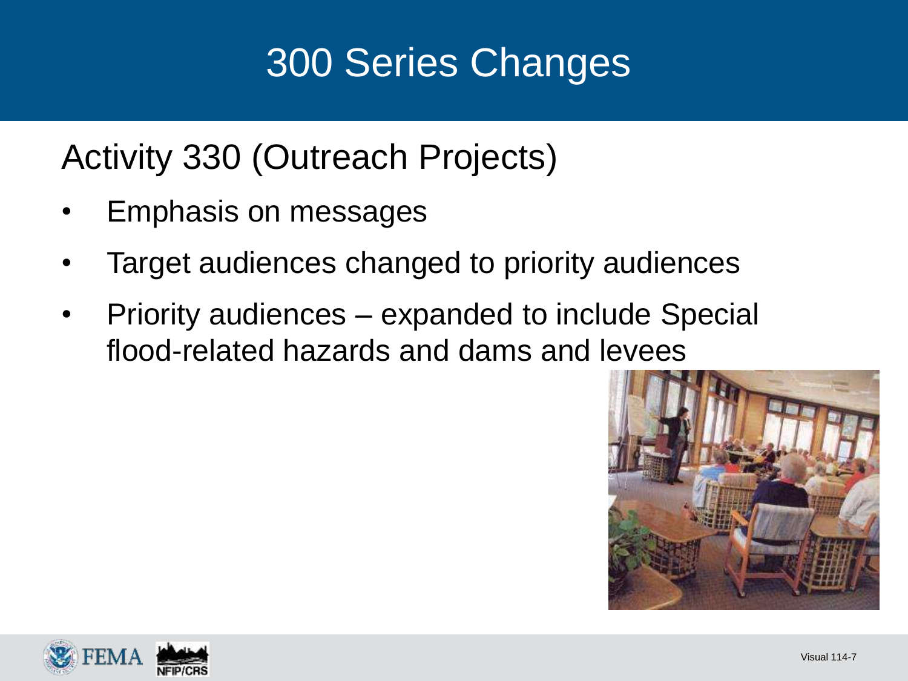# 300 Series Changes

## Activity 330 (Outreach Projects)

- Emphasis on messages
- Target audiences changed to priority audiences
- Priority audiences – expanded to include Special flood-related hazards and dams and levees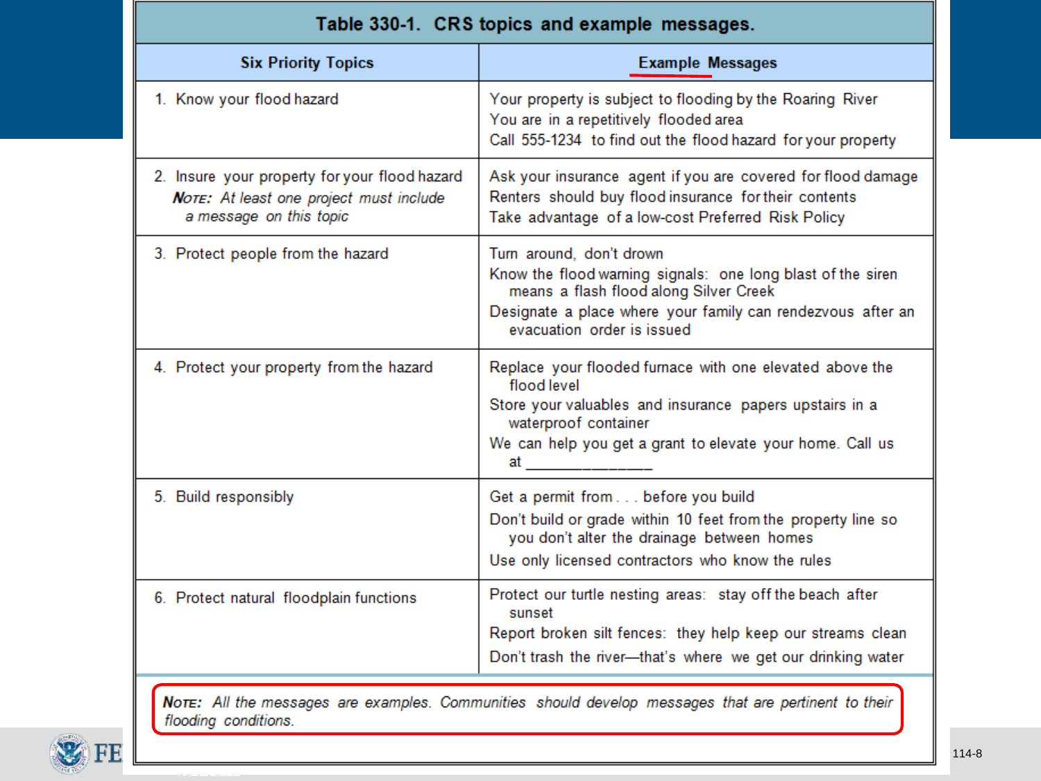**Table 330-1. CRS topics and example messages.**

| Six Priority Topics | Example Messages |
|---|---|
| 1. Know your flood hazard | Your property is subject to flooding by the Roaring River<br>You are in a repetitively flooded area<br>Call 555-1234 to find out the flood hazard for your property |
| 2. Insure your property for your flood hazard<br>*NOTE: At least one project must include a message on this topic* | Ask your insurance agent if you are covered for flood damage<br>Renters should buy flood insurance for their contents<br>Take advantage of a low-cost Preferred Risk Policy |
| 3. Protect people from the hazard | Turn around, don't drown<br>Know the flood warning signals: one long blast of the siren means a flash flood along Silver Creek<br>Designate a place where your family can rendezvous after an evacuation order is issued |
| 4. Protect your property from the hazard | Replace your flooded furnace with one elevated above the flood level<br>Store your valuables and insurance papers upstairs in a waterproof container<br>We can help you get a grant to elevate your home. Call us at _______________ |
| 5. Build responsibly | Get a permit from . . . before you build<br>Don't build or grade within 10 feet from the property line so you don't alter the drainage between homes<br>Use only licensed contractors who know the rules |
| 6. Protect natural floodplain functions | Protect our turtle nesting areas: stay off the beach after sunset<br>Report broken silt fences: they help keep our streams clean<br>Don't trash the river—that's where we get our drinking water |

*NOTE: All the messages are examples. Communities should develop messages that are pertinent to their flooding conditions.*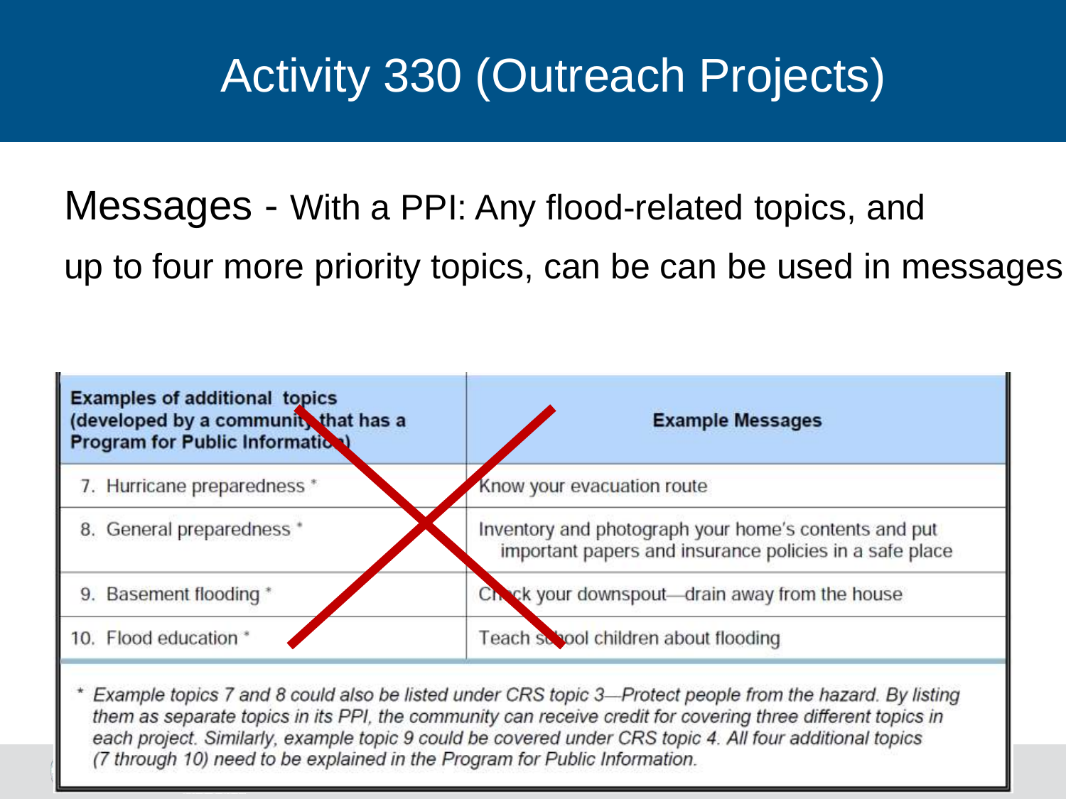# Activity 330 (Outreach Projects)

Messages - With a PPI: Any flood-related topics, and up to four more priority topics, can be can be used in messages

| Examples of additional topics (developed by a community that has a Program for Public Information) | Example Messages |
|---|---|
| 7. Hurricane preparedness * | Know your evacuation route |
| 8. General preparedness * | Inventory and photograph your home's contents and put important papers and insurance policies in a safe place |
| 9. Basement flooding * | Check your downspout—drain away from the house |
| 10. Flood education * | Teach school children about flooding |

* *Example topics 7 and 8 could also be listed under CRS topic 3—Protect people from the hazard. By listing them as separate topics in its PPI, the community can receive credit for covering three different topics in each project. Similarly, example topic 9 could be covered under CRS topic 4. All four additional topics (7 through 10) need to be explained in the Program for Public Information.*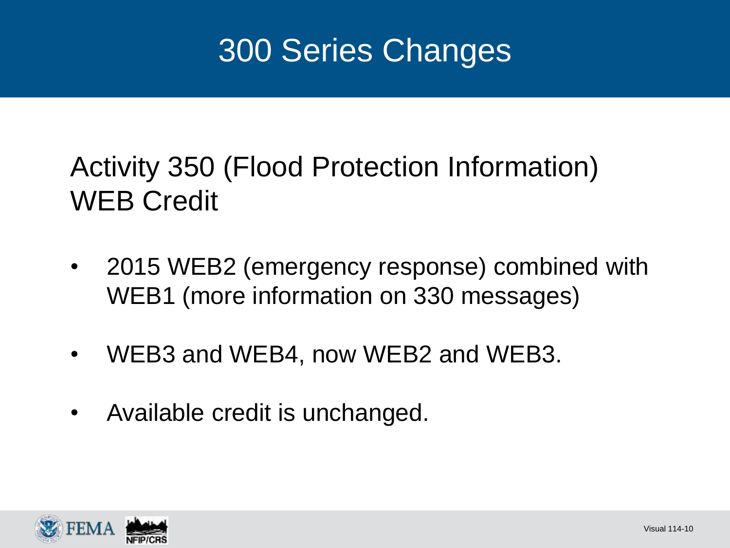# 300 Series Changes

## Activity 350 (Flood Protection Information) WEB Credit

- 2015 WEB2 (emergency response) combined with WEB1 (more information on 330 messages)
- WEB3 and WEB4, now WEB2 and WEB3.
- Available credit is unchanged.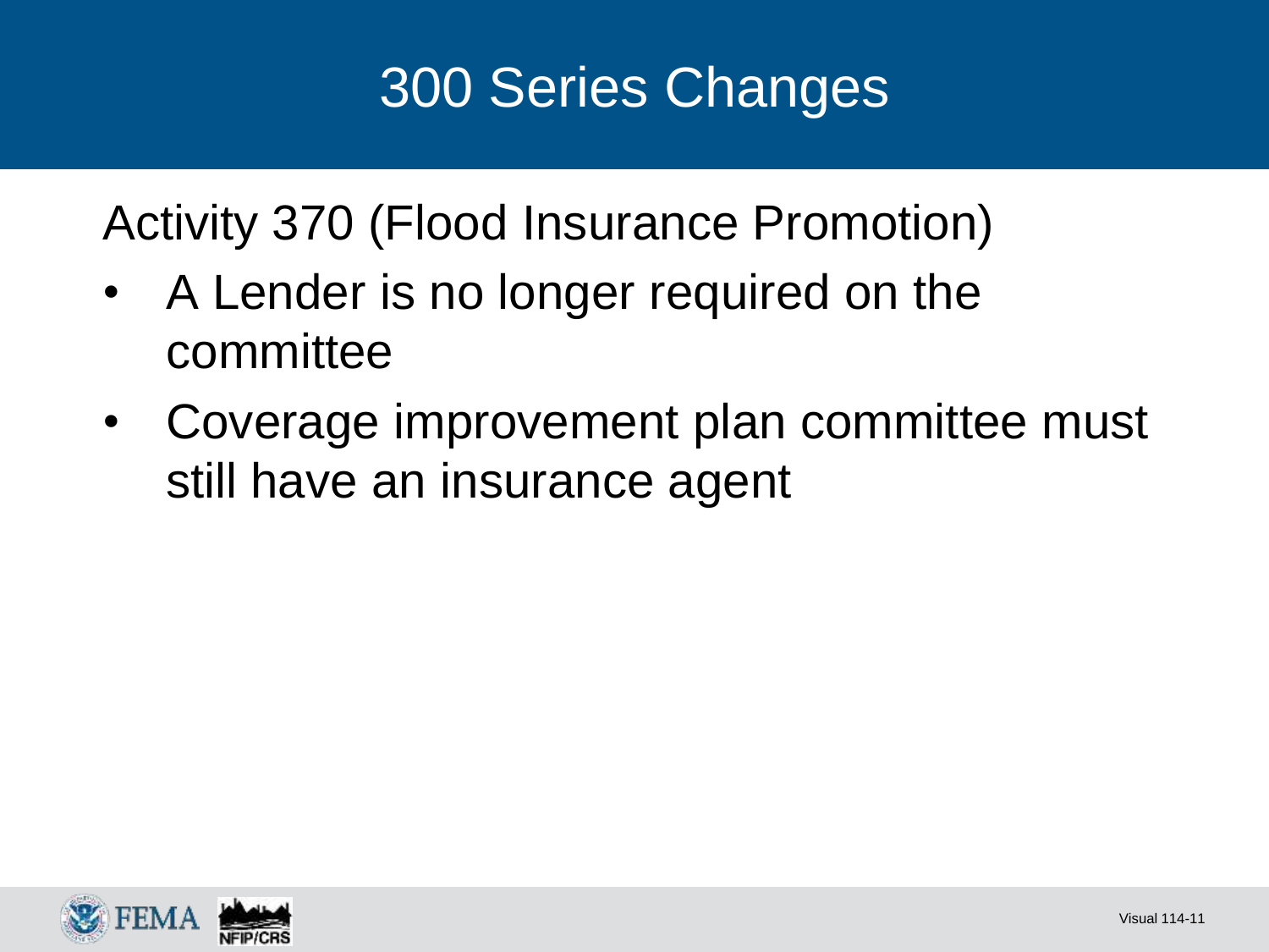# 300 Series Changes

Activity 370 (Flood Insurance Promotion)

- A Lender is no longer required on the committee
- Coverage improvement plan committee must still have an insurance agent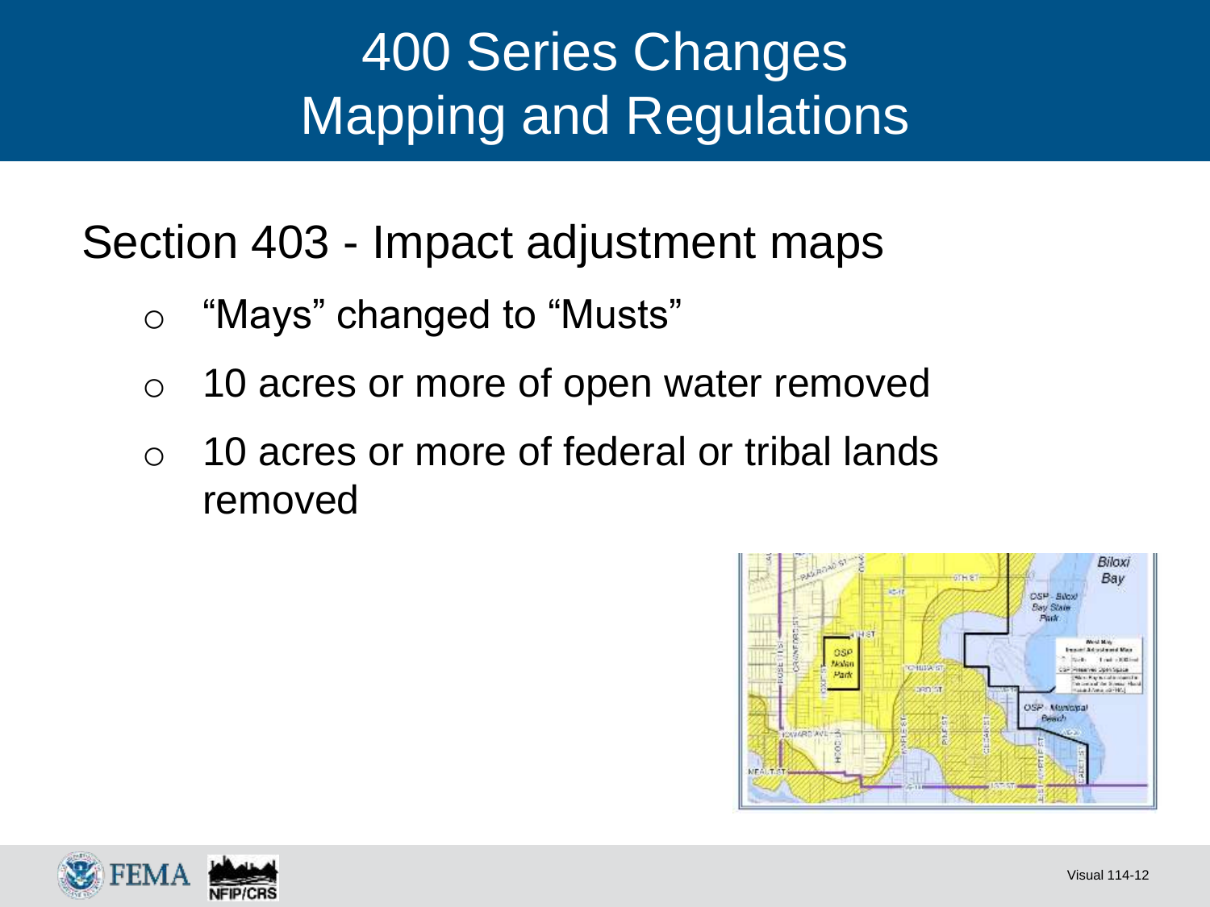# 400 Series Changes Mapping and Regulations

## Section 403 - Impact adjustment maps

- "Mays" changed to "Musts"
- 10 acres or more of open water removed
- 10 acres or more of federal or tribal lands removed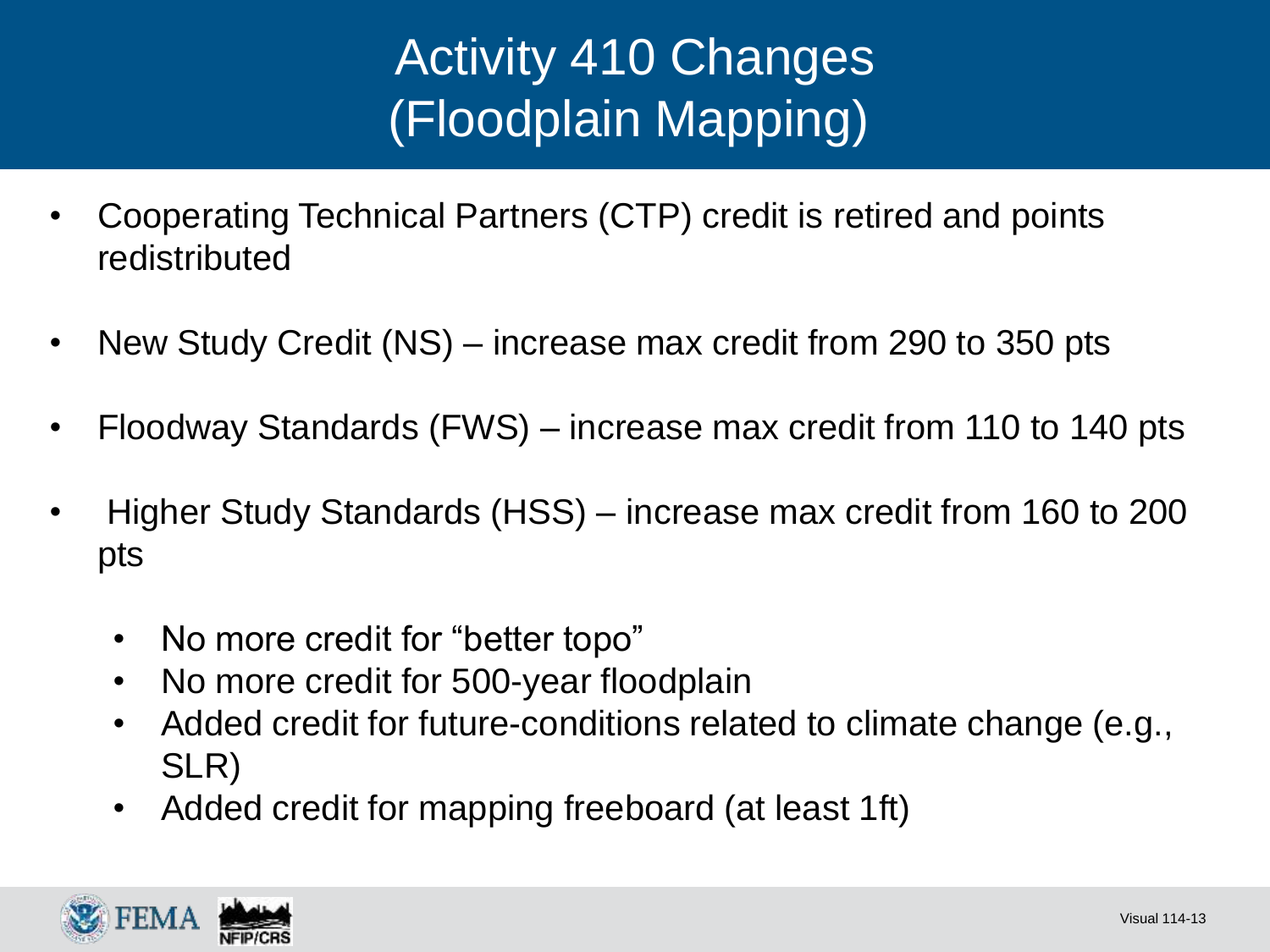# Activity 410 Changes (Floodplain Mapping)

- Cooperating Technical Partners (CTP) credit is retired and points redistributed
- New Study Credit (NS) – increase max credit from 290 to 350 pts
- Floodway Standards (FWS) – increase max credit from 110 to 140 pts
- Higher Study Standards (HSS) – increase max credit from 160 to 200 pts
  - No more credit for "better topo"
  - No more credit for 500-year floodplain
  - Added credit for future-conditions related to climate change (e.g., SLR)
  - Added credit for mapping freeboard (at least 1ft)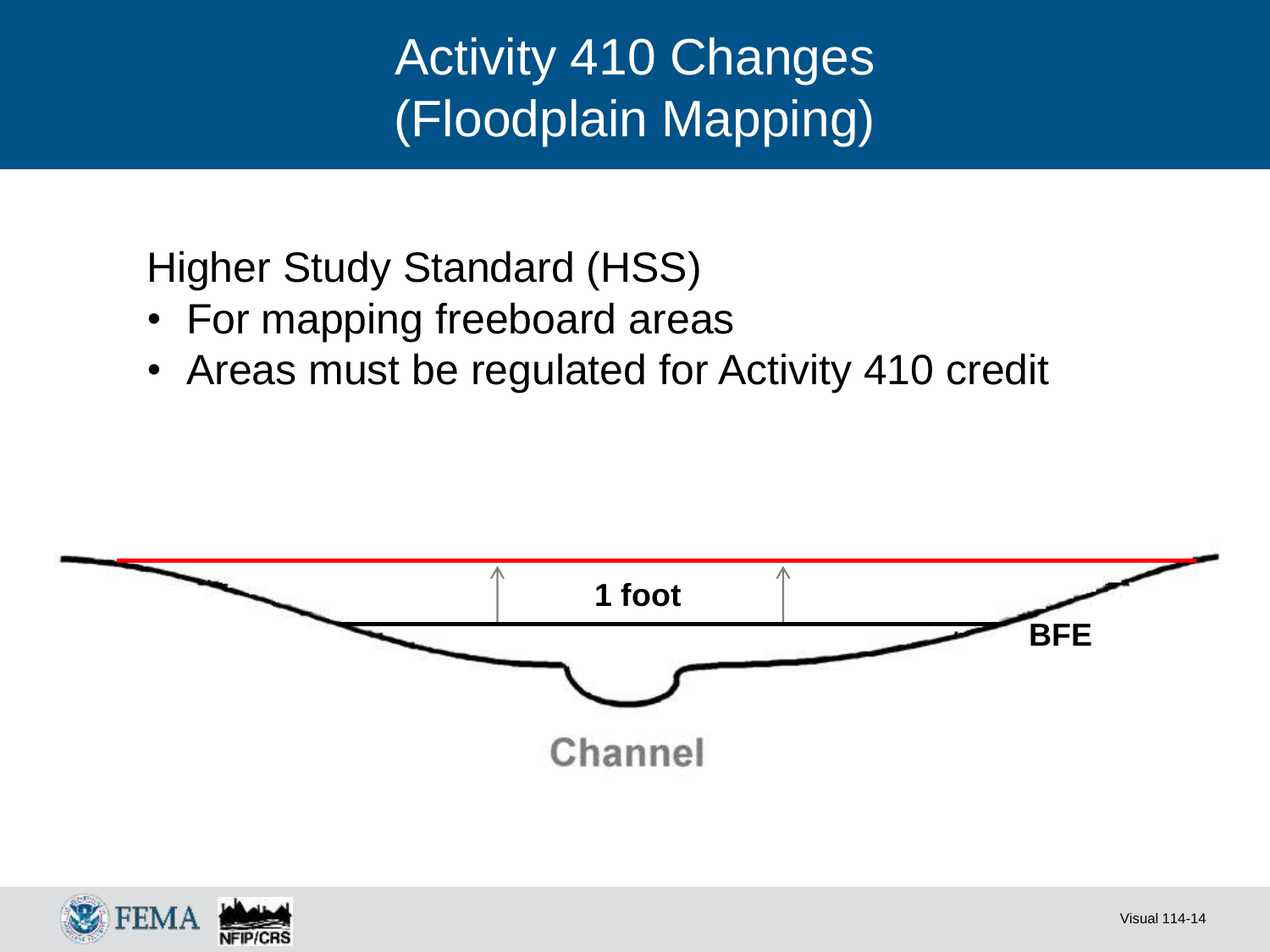# Activity 410 Changes (Floodplain Mapping)

Higher Study Standard (HSS)

- For mapping freeboard areas
- Areas must be regulated for Activity 410 credit

1 foot

BFE

Channel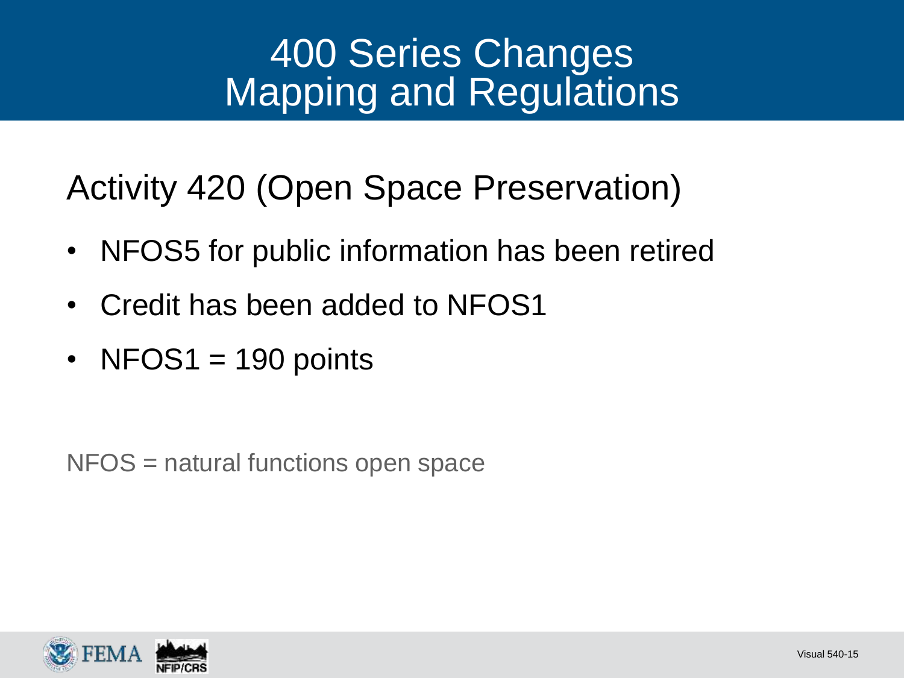# 400 Series Changes Mapping and Regulations

## Activity 420 (Open Space Preservation)

- NFOS5 for public information has been retired
- Credit has been added to NFOS1
- NFOS1 = 190 points

NFOS = natural functions open space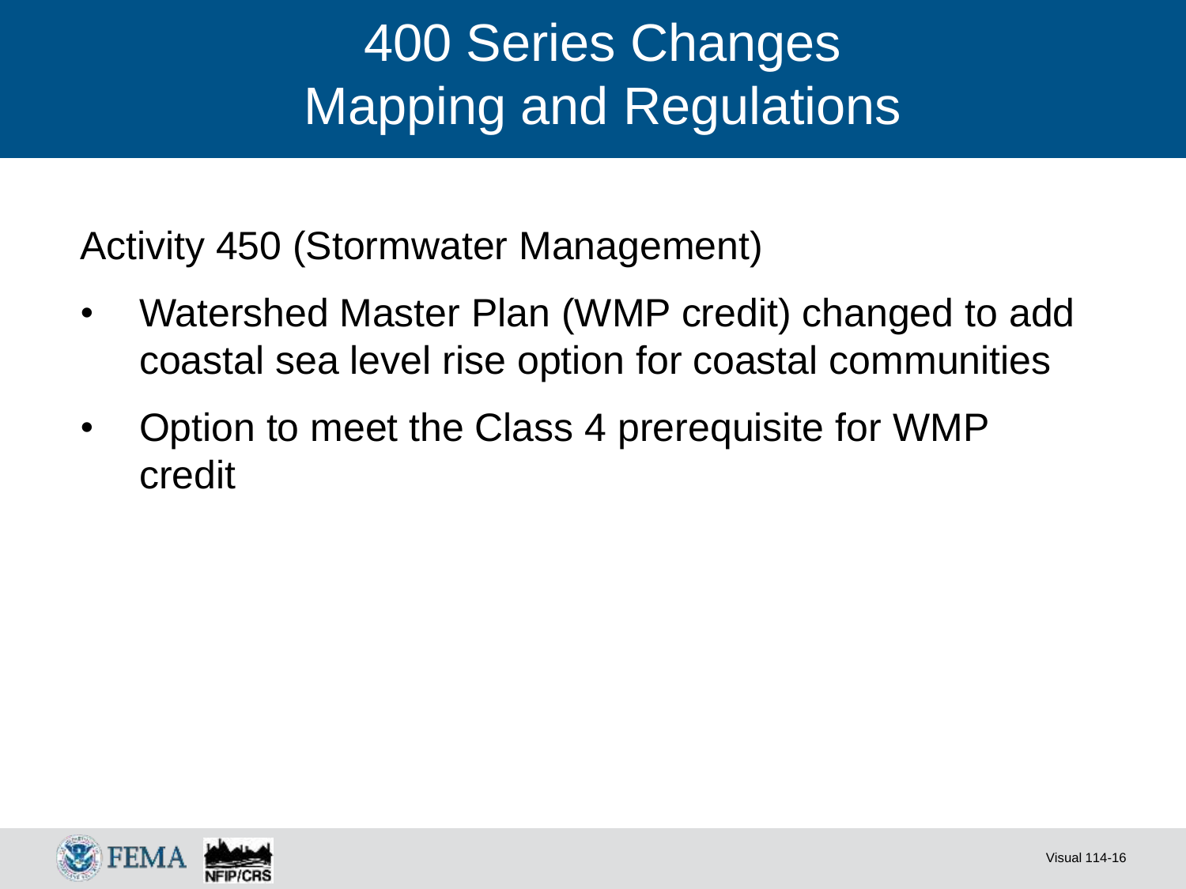# 400 Series Changes
# Mapping and Regulations

Activity 450 (Stormwater Management)

- Watershed Master Plan (WMP credit) changed to add coastal sea level rise option for coastal communities
- Option to meet the Class 4 prerequisite for WMP credit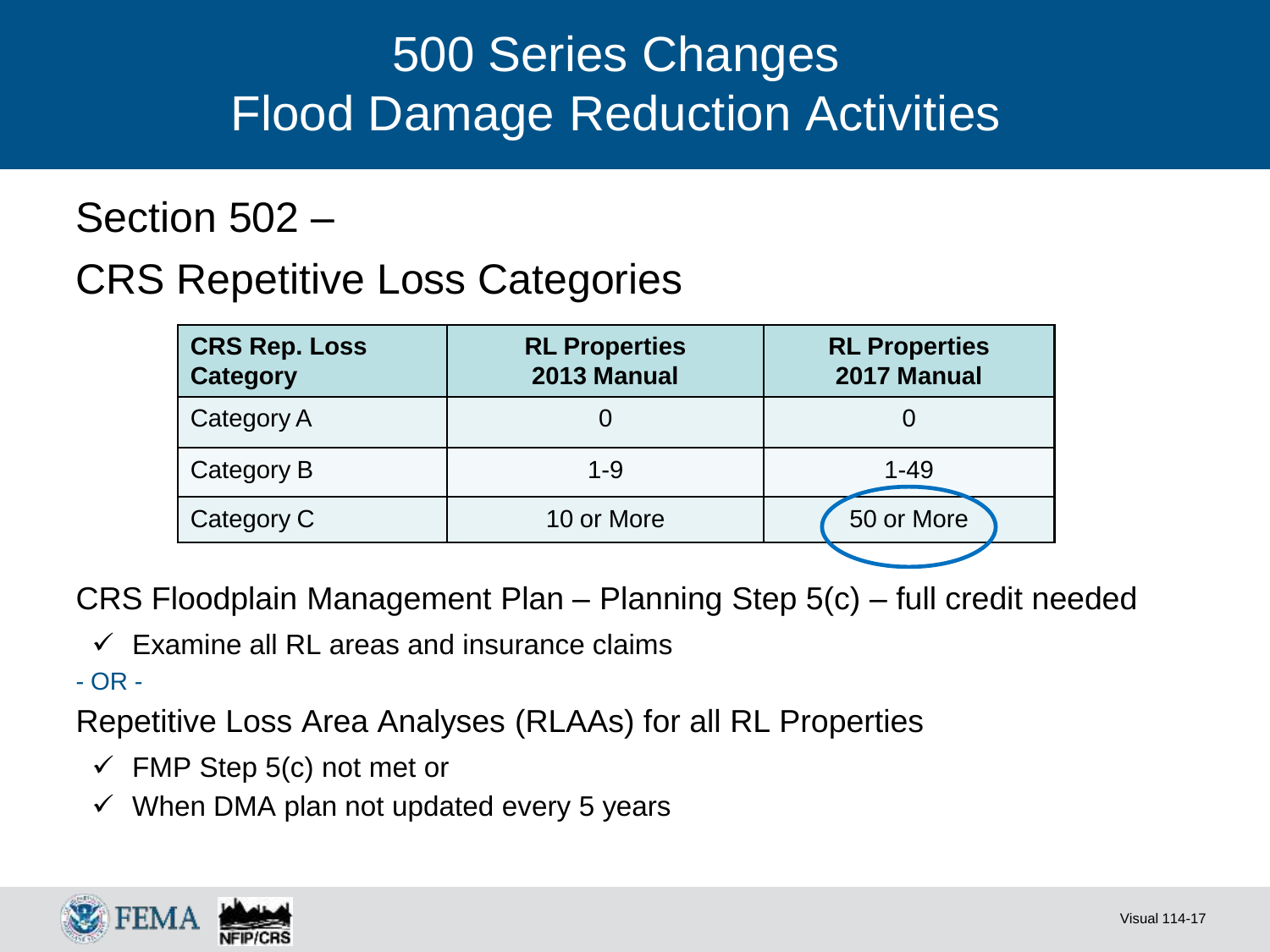# 500 Series Changes
# Flood Damage Reduction Activities

## Section 502 –

## CRS Repetitive Loss Categories

| CRS Rep. Loss Category | RL Properties 2013 Manual | RL Properties 2017 Manual |
|---|---|---|
| Category A | 0 | 0 |
| Category B | 1-9 | 1-49 |
| Category C | 10 or More | 50 or More |

CRS Floodplain Management Plan – Planning Step 5(c) – full credit needed

- ✓ Examine all RL areas and insurance claims

- OR -

Repetitive Loss Area Analyses (RLAAs) for all RL Properties

- ✓ FMP Step 5(c) not met or
- ✓ When DMA plan not updated every 5 years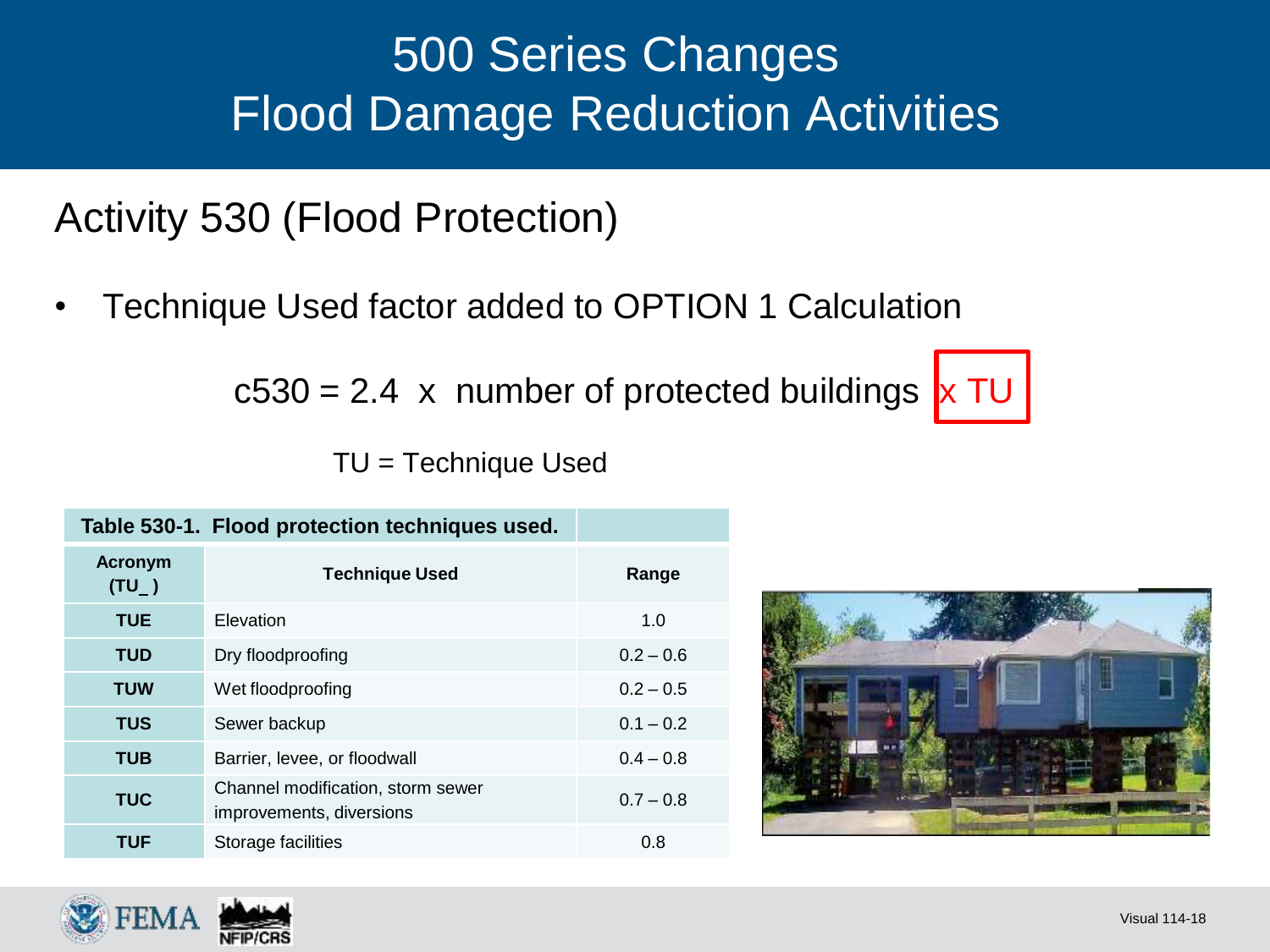# 500 Series Changes
# Flood Damage Reduction Activities

## Activity 530 (Flood Protection)

- Technique Used factor added to OPTION 1 Calculation

$$c530 = 2.4 \times \text{number of protected buildings} \times TU$$

TU = Technique Used

**Table 530-1. Flood protection techniques used.**

| Acronym (TU_ ) | Technique Used | Range |
|---|---|---|
| **TUE** | Elevation | 1.0 |
| **TUD** | Dry floodproofing | 0.2 – 0.6 |
| **TUW** | Wet floodproofing | 0.2 – 0.5 |
| **TUS** | Sewer backup | 0.1 – 0.2 |
| **TUB** | Barrier, levee, or floodwall | 0.4 – 0.8 |
| **TUC** | Channel modification, storm sewer improvements, diversions | 0.7 – 0.8 |
| **TUF** | Storage facilities | 0.8 |

Visual 114-18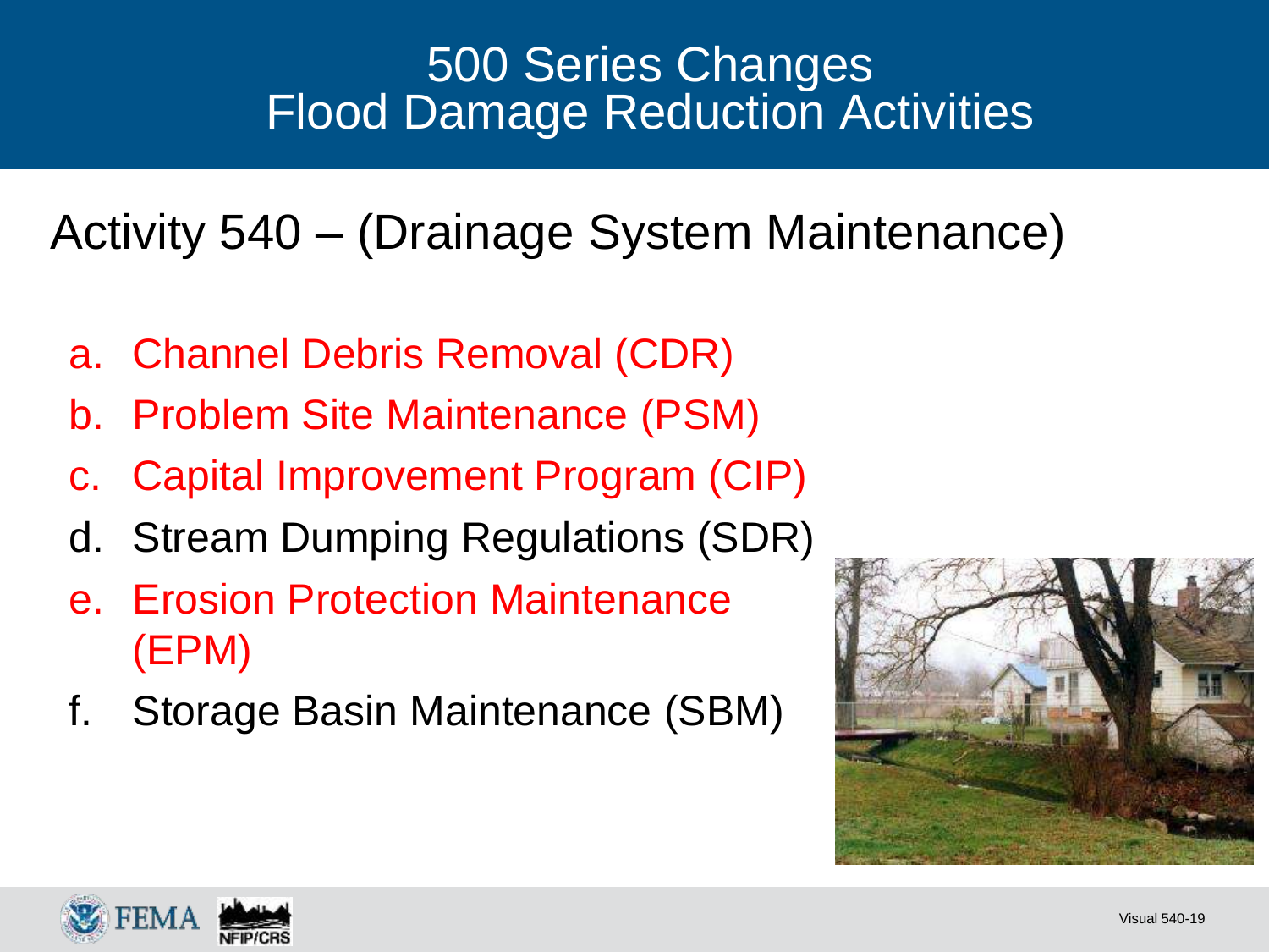# 500 Series Changes
# Flood Damage Reduction Activities

## Activity 540 – (Drainage System Maintenance)

a. Channel Debris Removal (CDR)
b. Problem Site Maintenance (PSM)
c. Capital Improvement Program (CIP)
d. Stream Dumping Regulations (SDR)
e. Erosion Protection Maintenance (EPM)
f. Storage Basin Maintenance (SBM)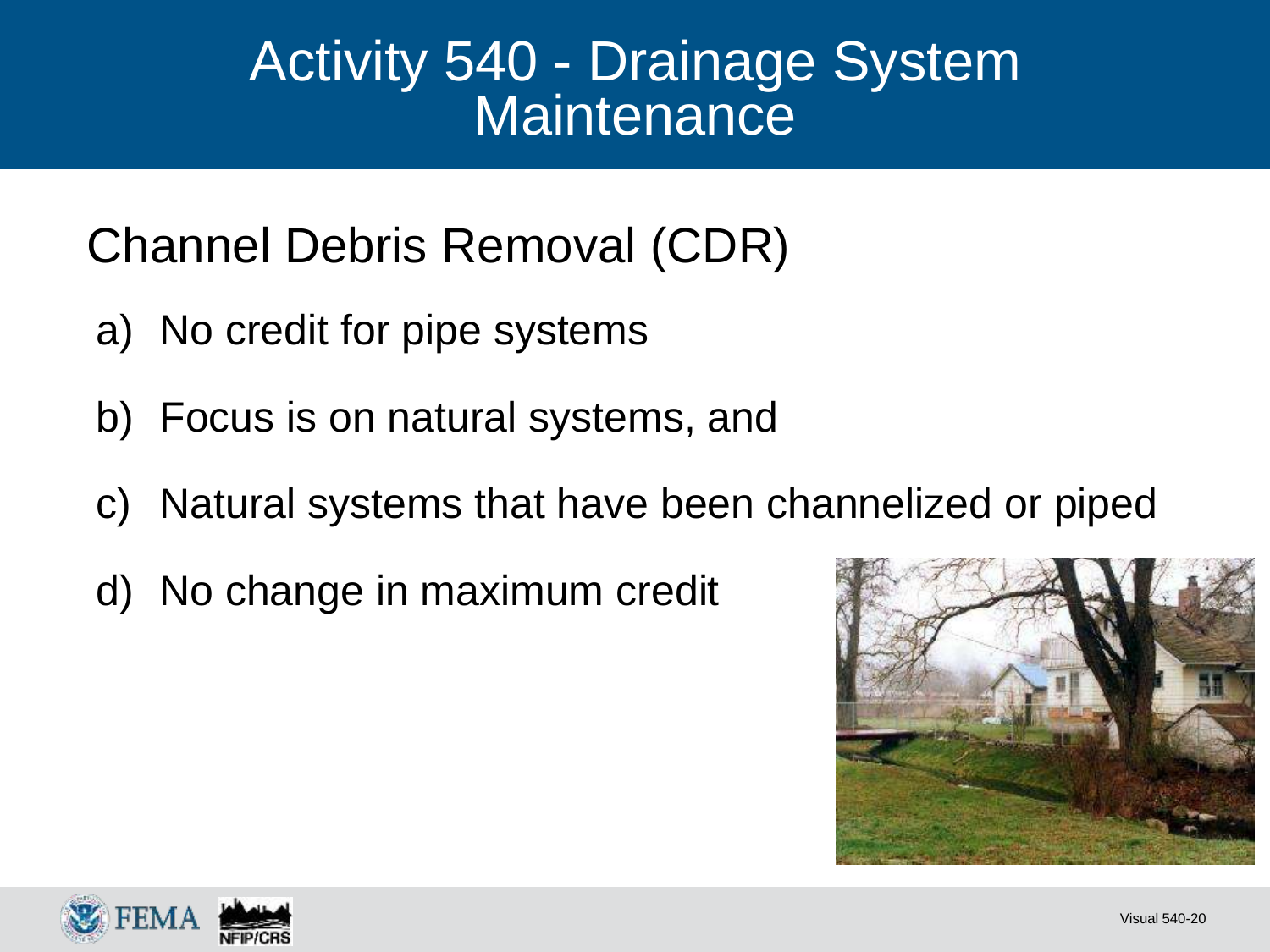# Activity 540 - Drainage System Maintenance

## Channel Debris Removal (CDR)

a) No credit for pipe systems

b) Focus is on natural systems, and

c) Natural systems that have been channelized or piped

d) No change in maximum credit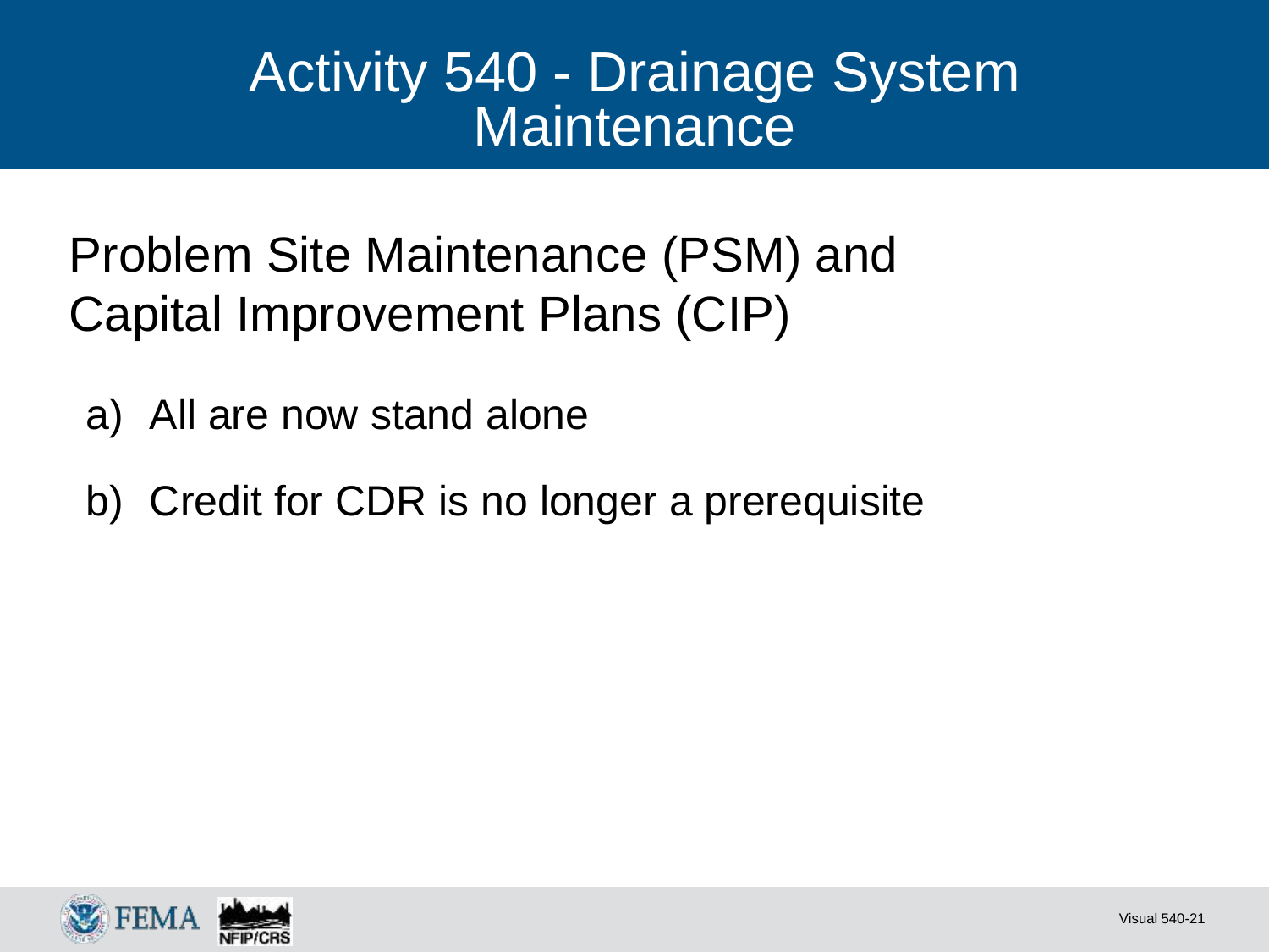# Activity 540 - Drainage System Maintenance

Problem Site Maintenance (PSM) and Capital Improvement Plans (CIP)

a) All are now stand alone

b) Credit for CDR is no longer a prerequisite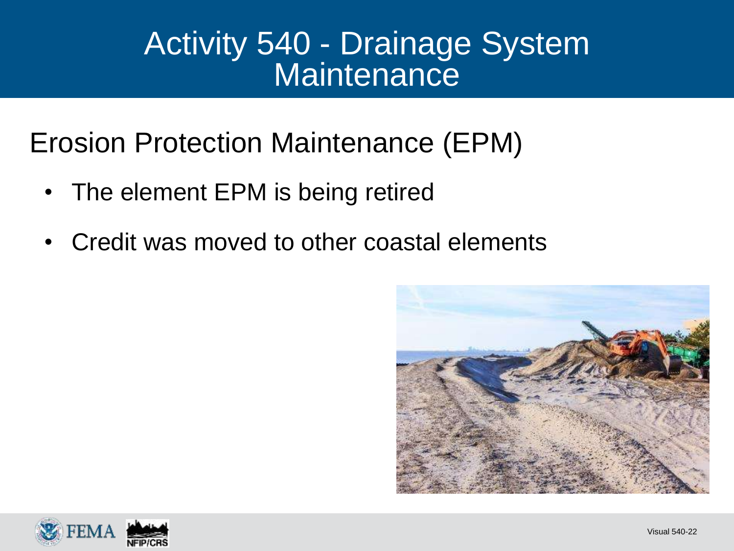# Activity 540 - Drainage System Maintenance

## Erosion Protection Maintenance (EPM)

- The element EPM is being retired
- Credit was moved to other coastal elements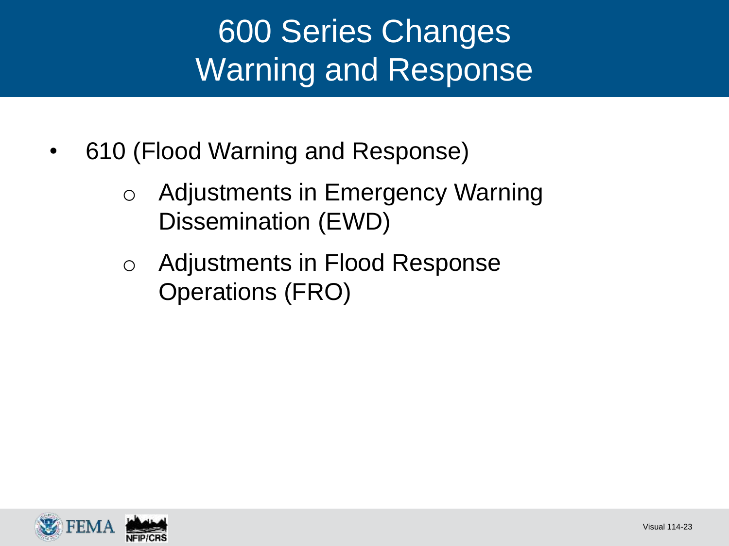# 600 Series Changes Warning and Response

- 610 (Flood Warning and Response)
  - Adjustments in Emergency Warning Dissemination (EWD)
  - Adjustments in Flood Response Operations (FRO)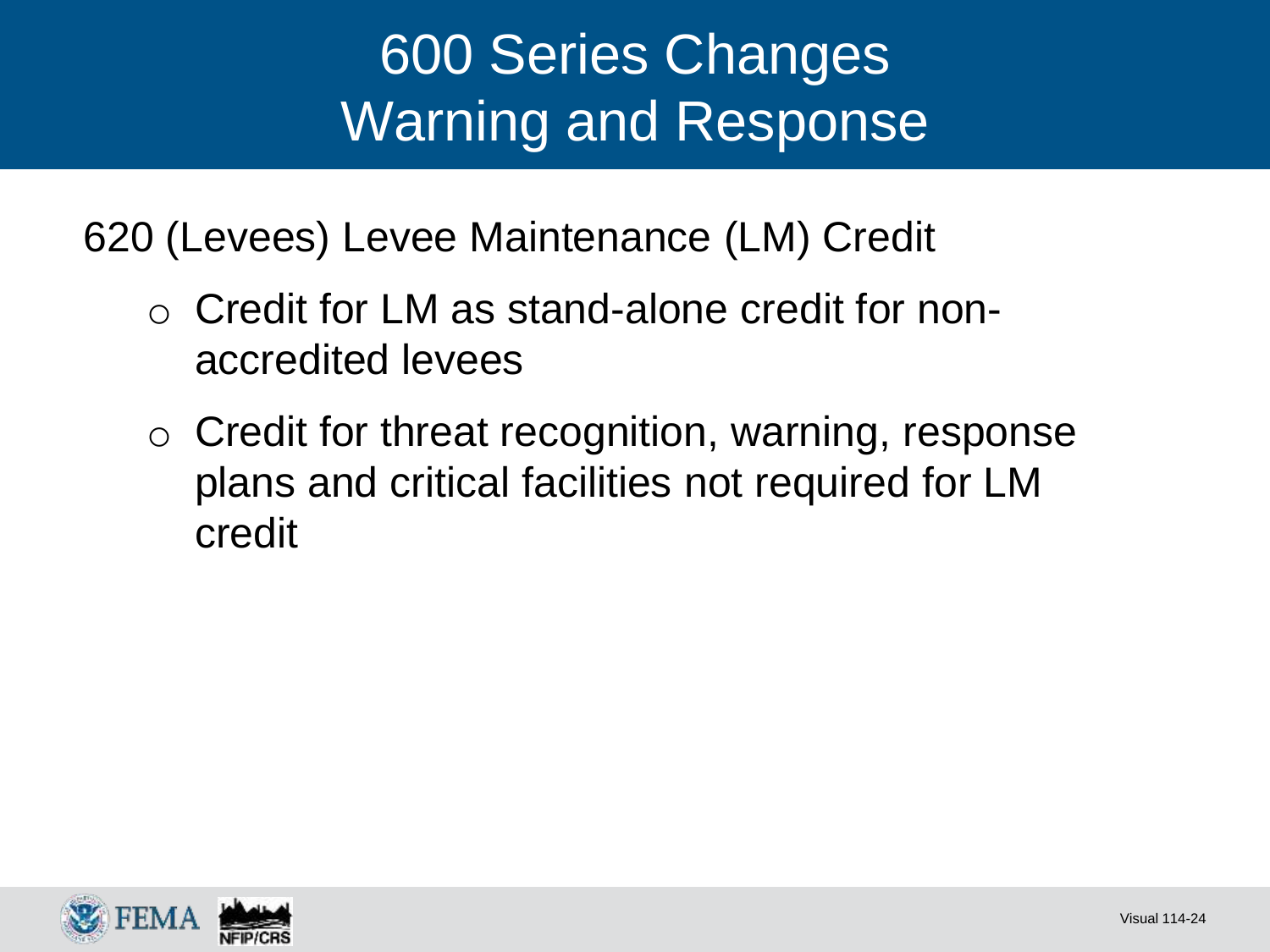# 600 Series Changes
# Warning and Response

620 (Levees) Levee Maintenance (LM) Credit

- Credit for LM as stand-alone credit for non-accredited levees
- Credit for threat recognition, warning, response plans and critical facilities not required for LM credit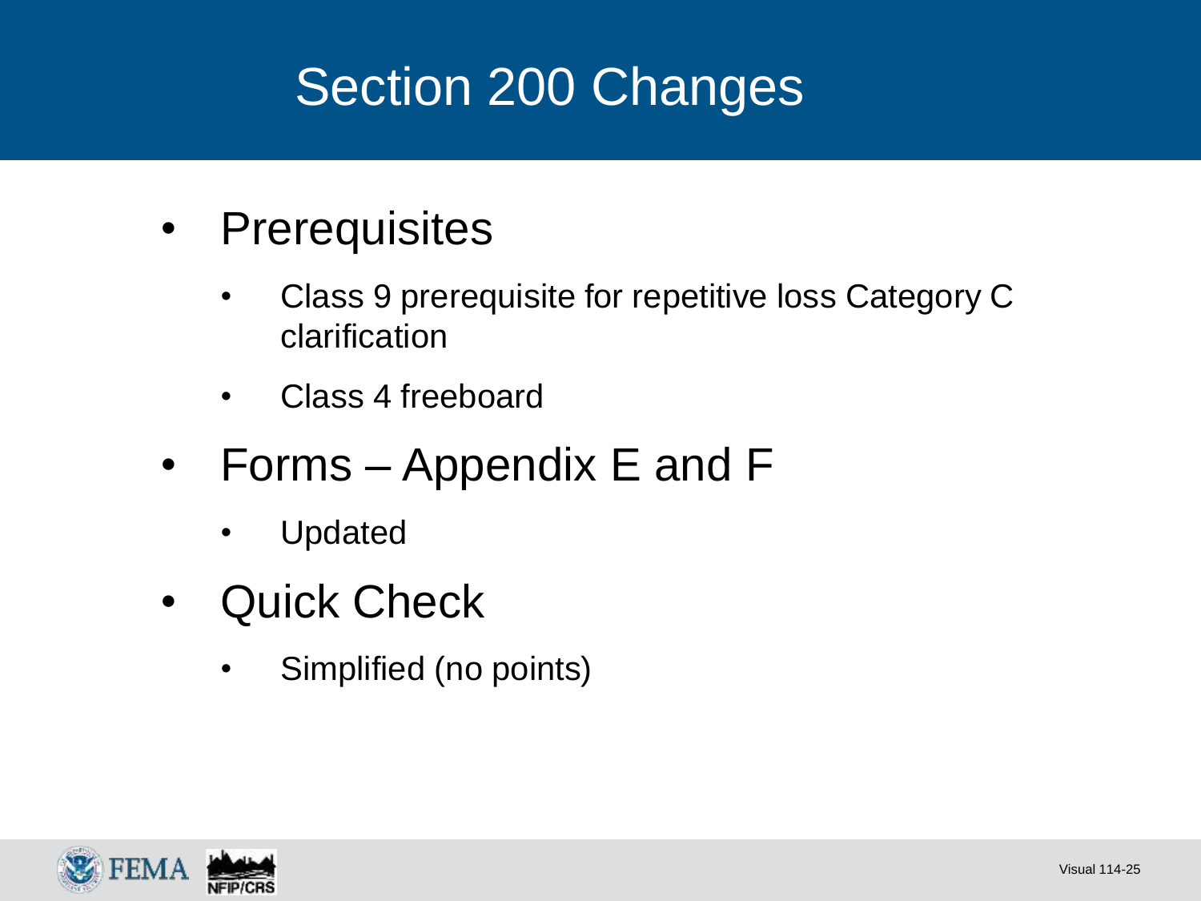# Section 200 Changes

- Prerequisites
  - Class 9 prerequisite for repetitive loss Category C clarification
  - Class 4 freeboard
- Forms – Appendix E and F
  - Updated
- Quick Check
  - Simplified (no points)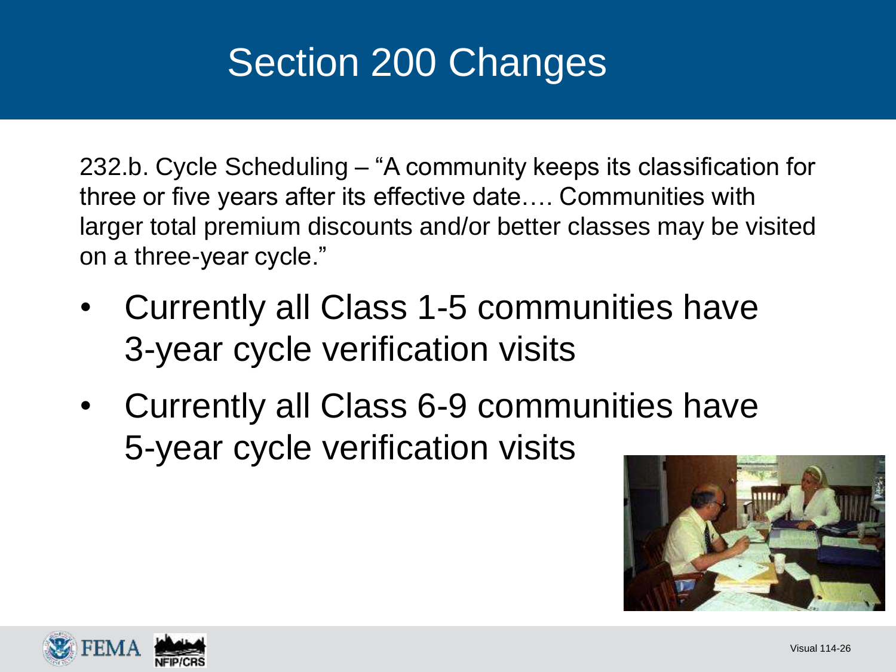# Section 200 Changes

232.b. Cycle Scheduling – "A community keeps its classification for three or five years after its effective date…. Communities with larger total premium discounts and/or better classes may be visited on a three-year cycle."

- Currently all Class 1-5 communities have 3-year cycle verification visits
- Currently all Class 6-9 communities have 5-year cycle verification visits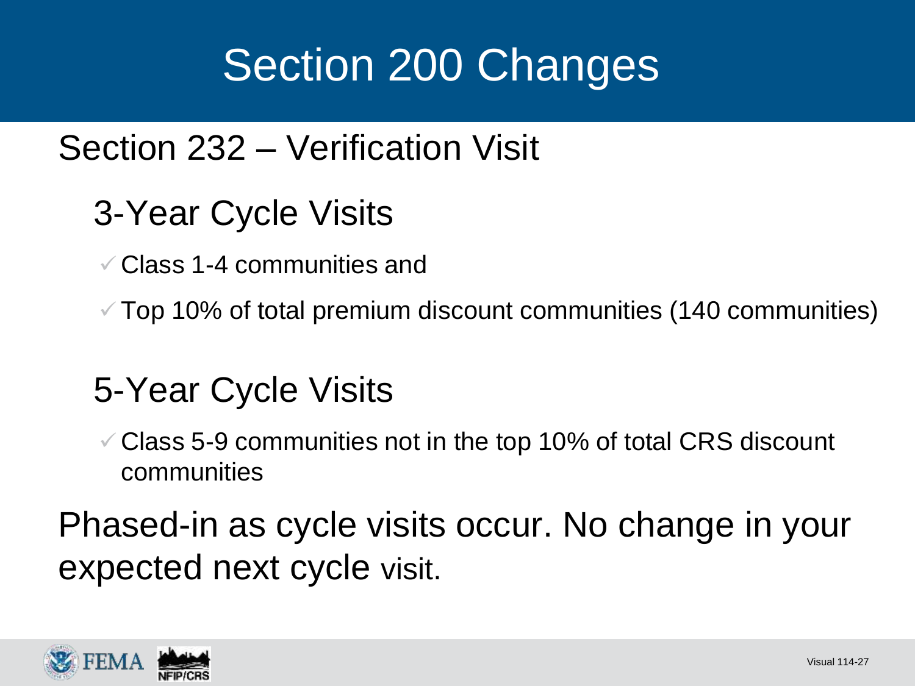# Section 200 Changes

## Section 232 – Verification Visit

### 3-Year Cycle Visits

- ✓ Class 1-4 communities and
- ✓ Top 10% of total premium discount communities (140 communities)

### 5-Year Cycle Visits

- ✓ Class 5-9 communities not in the top 10% of total CRS discount communities

Phased-in as cycle visits occur. No change in your expected next cycle visit.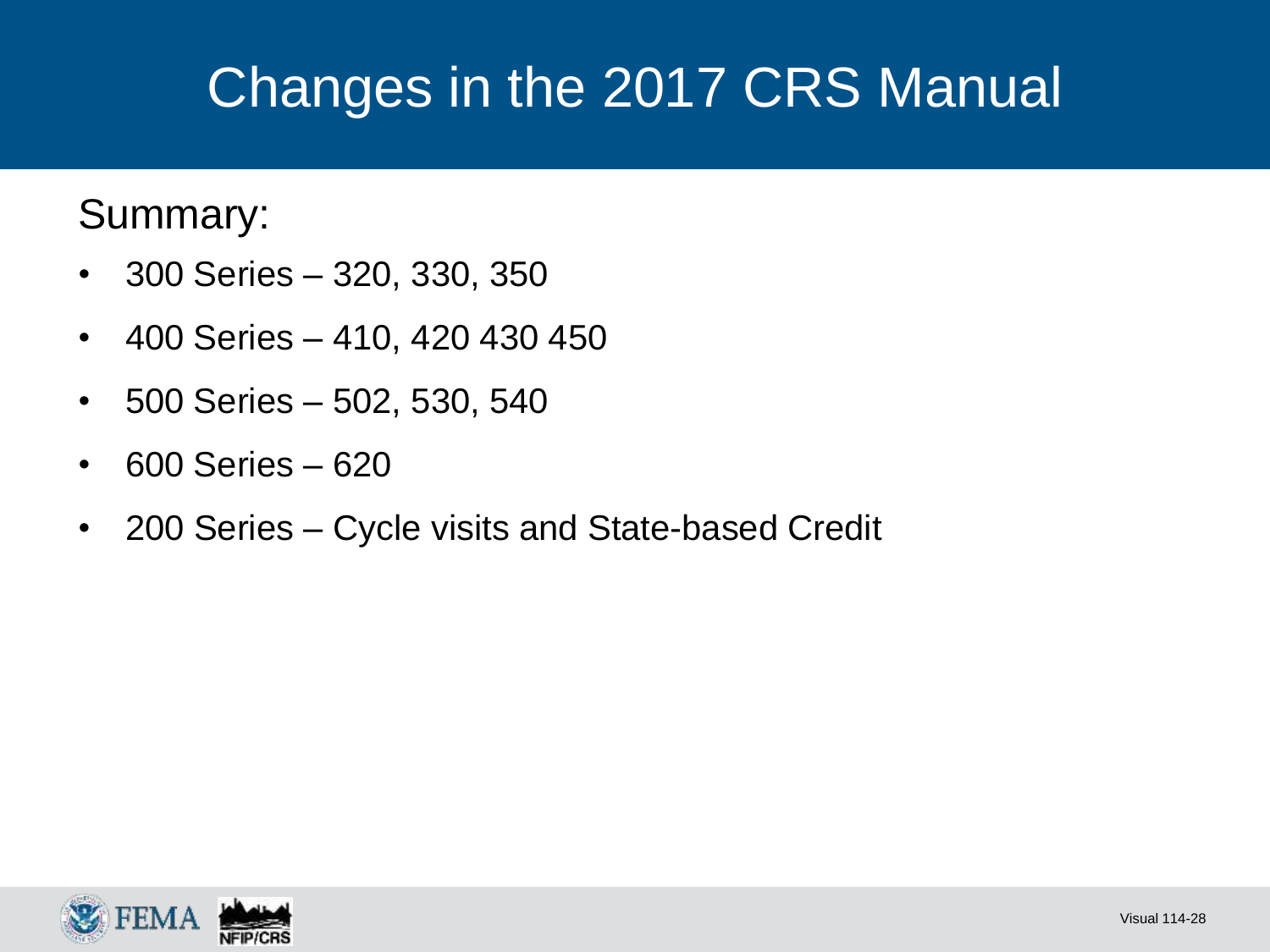# Changes in the 2017 CRS Manual

Summary:

- 300 Series – 320, 330, 350
- 400 Series – 410, 420 430 450
- 500 Series – 502, 530, 540
- 600 Series – 620
- 200 Series – Cycle visits and State-based Credit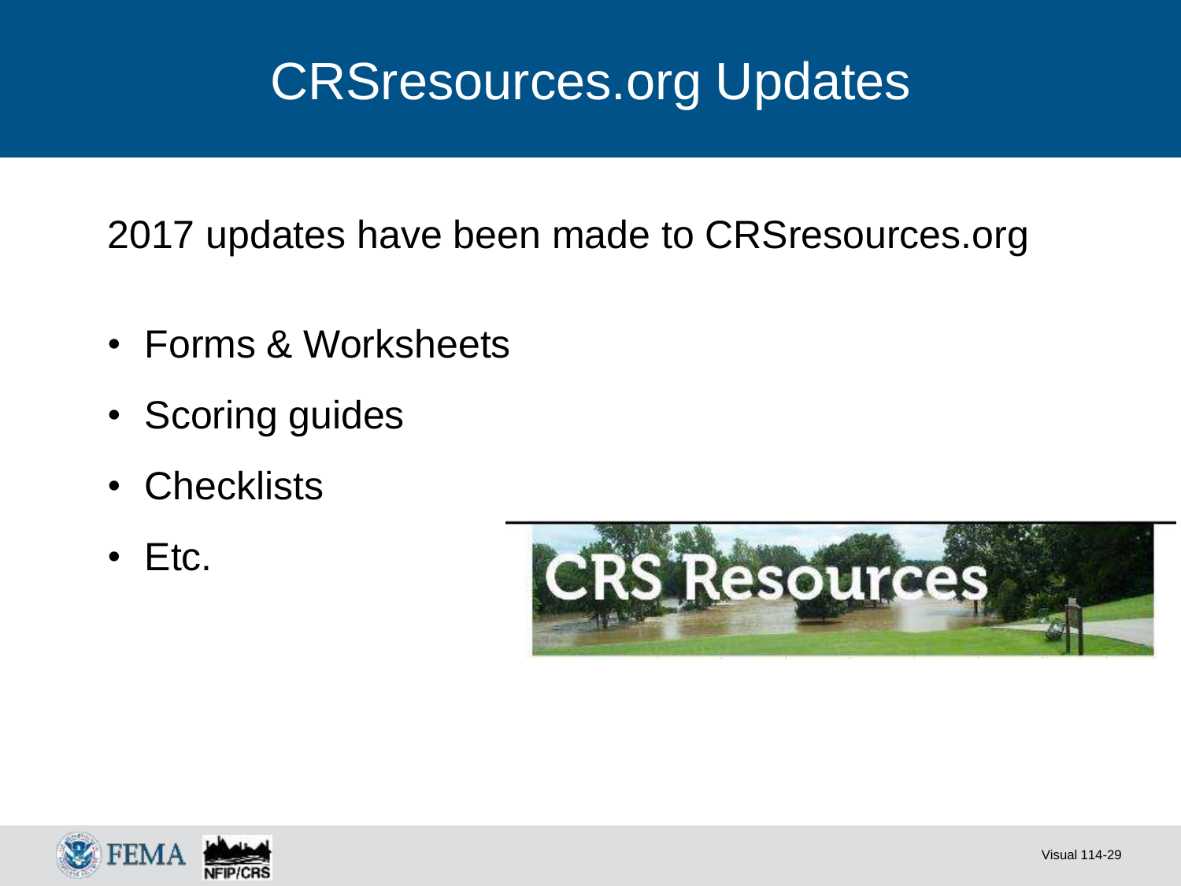# CRSresources.org Updates

2017 updates have been made to CRSresources.org

- Forms & Worksheets
- Scoring guides
- Checklists
- Etc.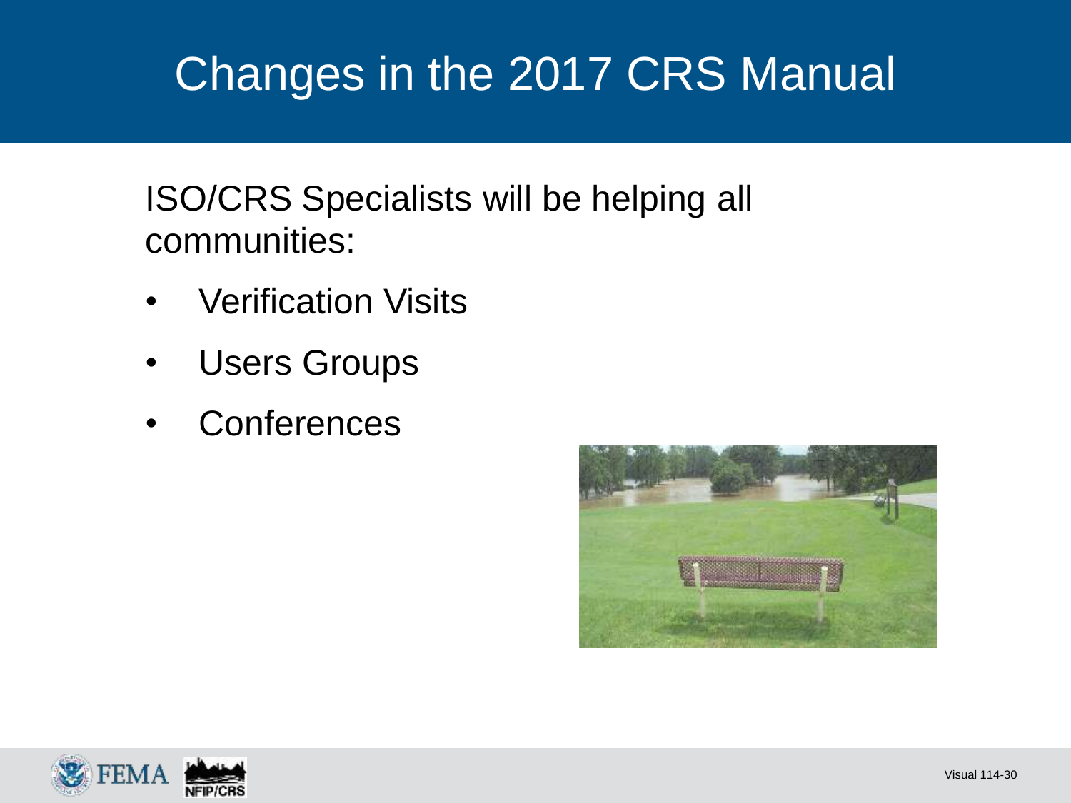# Changes in the 2017 CRS Manual

ISO/CRS Specialists will be helping all communities:

- Verification Visits
- Users Groups
- Conferences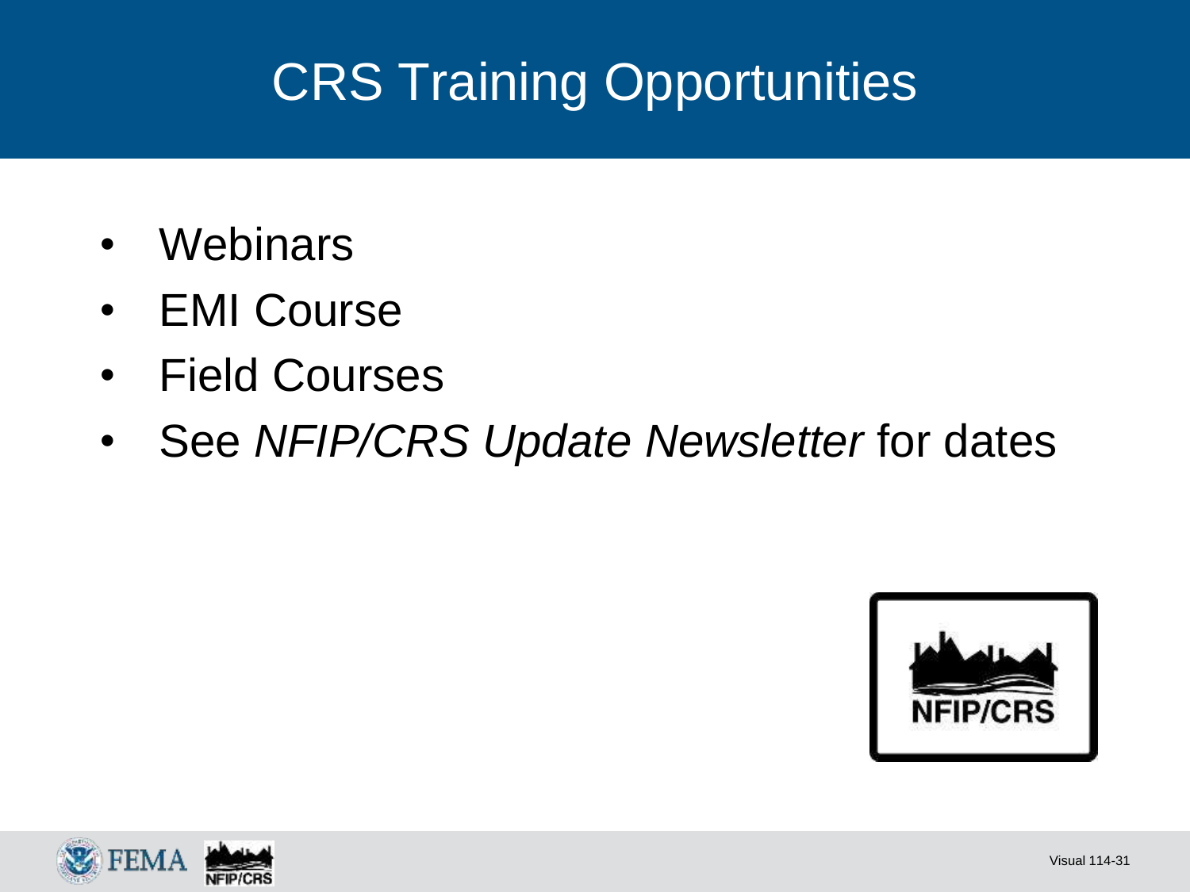# CRS Training Opportunities

- Webinars
- EMI Course
- Field Courses
- See *NFIP/CRS Update Newsletter* for dates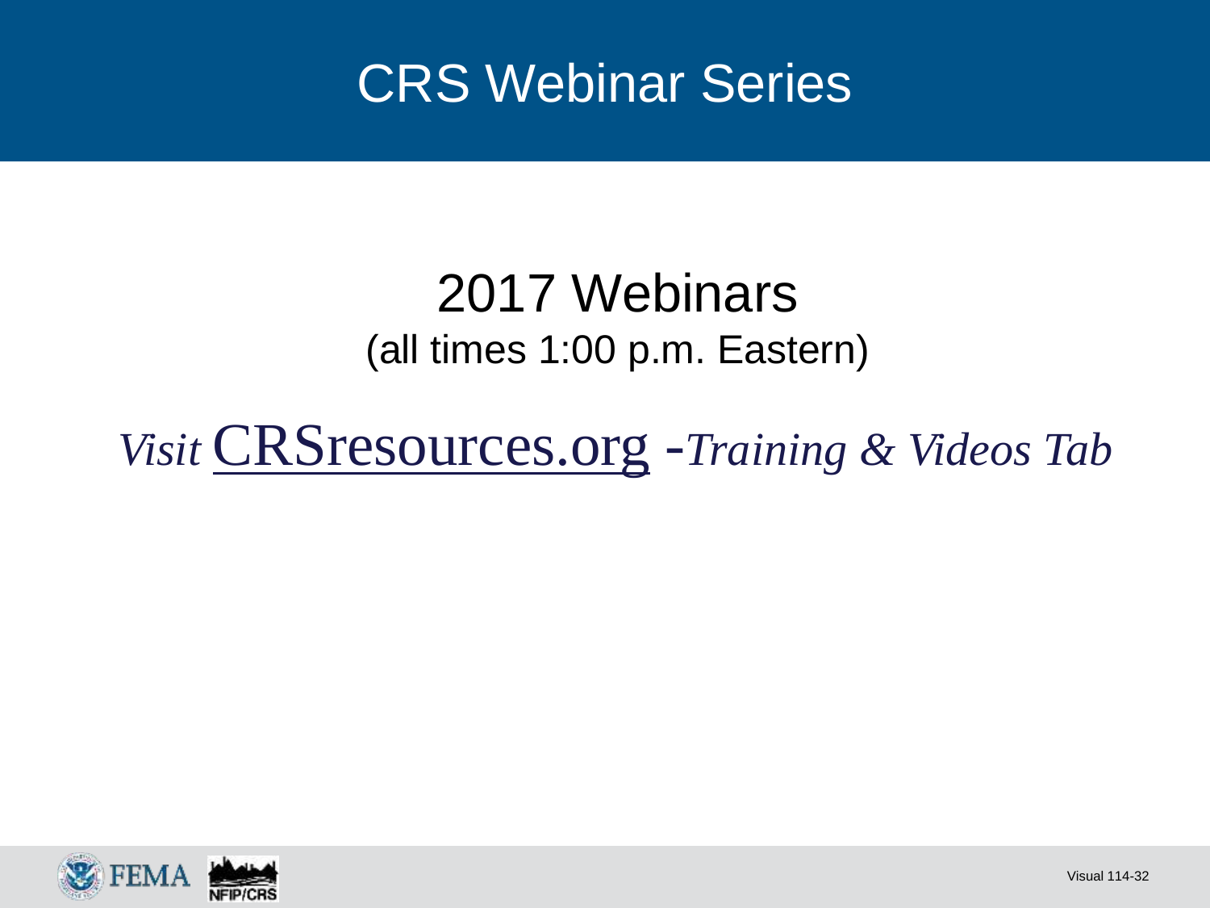# CRS Webinar Series

## 2017 Webinars

(all times 1:00 p.m. Eastern)

*Visit* [CRSresources.org](http://CRSresources.org) *-Training & Videos Tab*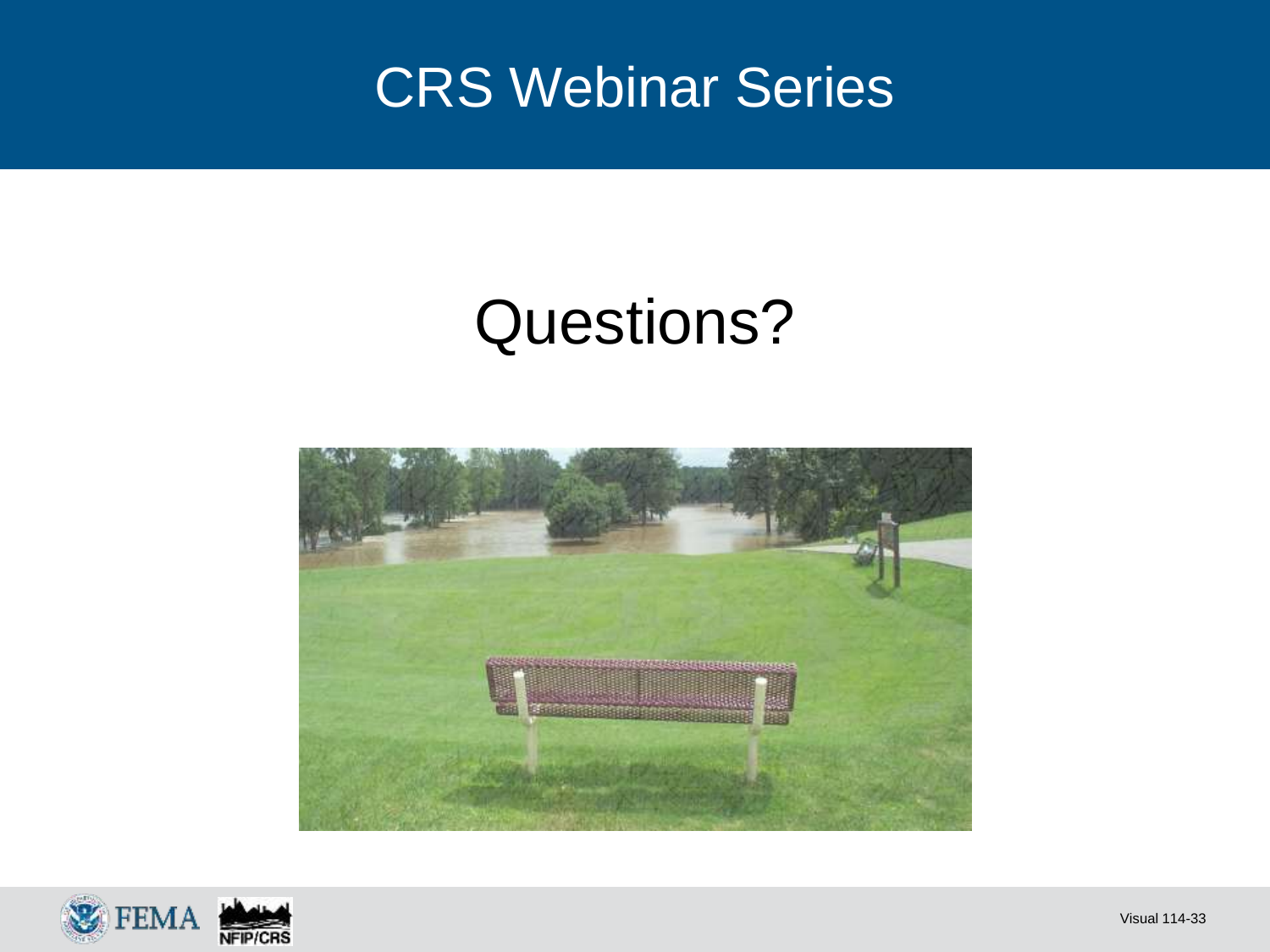# CRS Webinar Series

## Questions?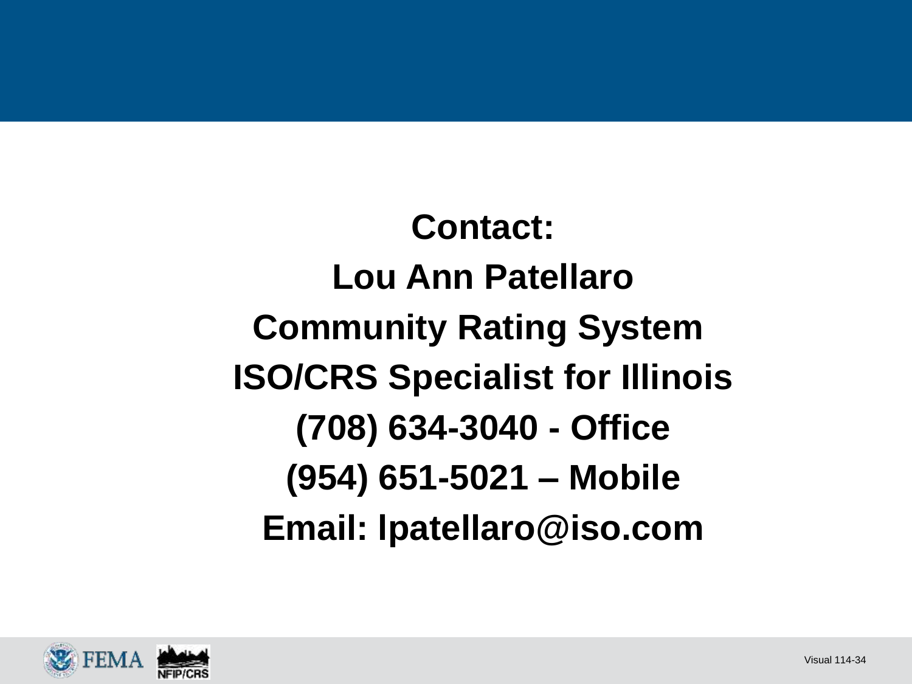**Contact:**

**Lou Ann Patellaro**

**Community Rating System**

**ISO/CRS Specialist for Illinois**

**(708) 634-3040 - Office**

**(954) 651-5021 – Mobile**

**Email: lpatellaro@iso.com**